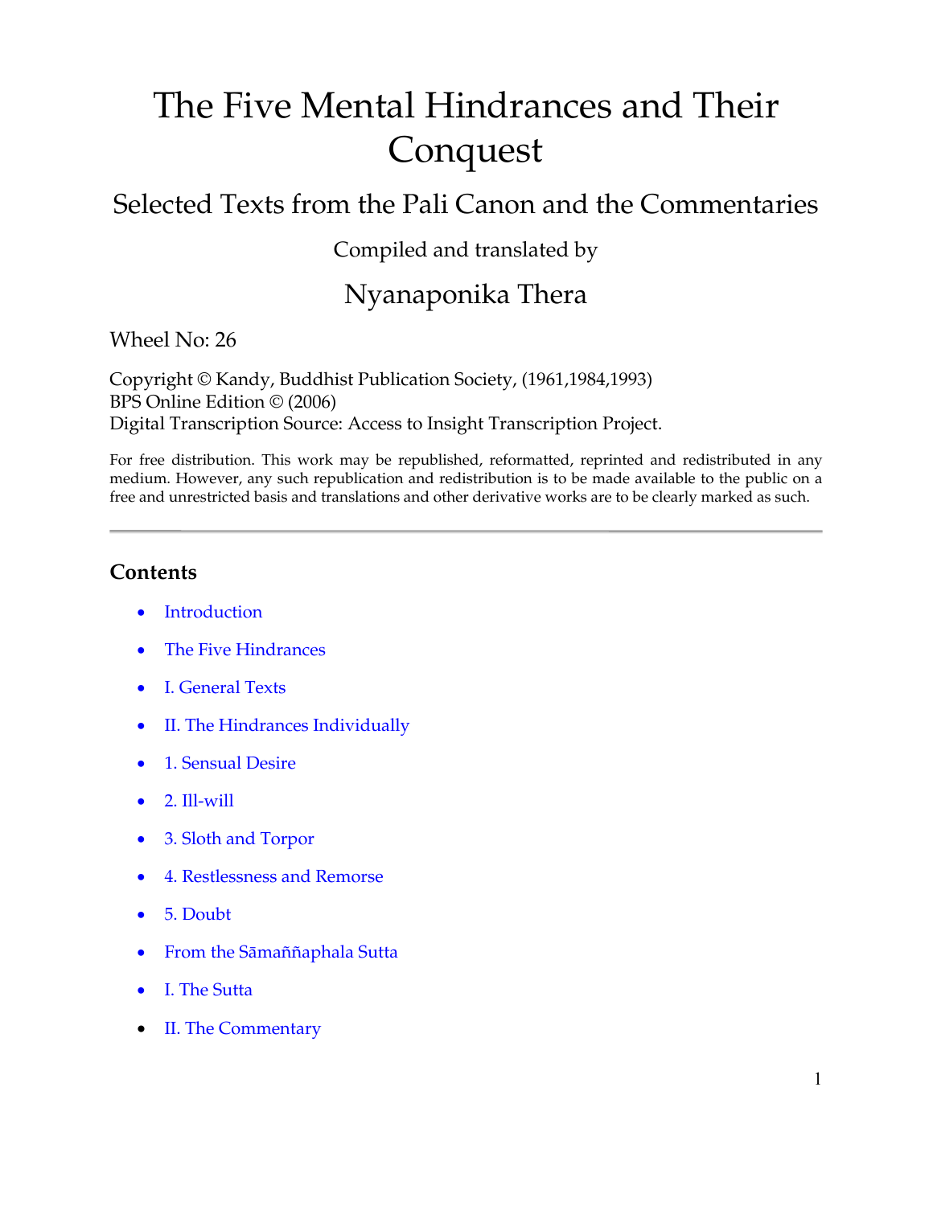# The Five Mental Hindrances and Their Conquest

## Selected Texts from the Pali Canon and the Commentaries

Compiled and translated by

## Nyanaponika Thera

Wheel No: 26

Copyright © Kandy, Buddhist Publication Society, (1961,1984,1993)
BPS Online Edition © (2006)
Digital Transcription Source: Access to Insight Transcription Project.

For free distribution. This work may be republished, reformatted, reprinted and redistributed in any medium. However, any such republication and redistribution is to be made available to the public on a free and unrestricted basis and translations and other derivative works are to be clearly marked as such.

---

### Contents

- Introduction
- The Five Hindrances
- I. General Texts
- II. The Hindrances Individually
- 1. Sensual Desire
- 2. Ill-will
- 3. Sloth and Torpor
- 4. Restlessness and Remorse
- 5. Doubt
- From the Sāmaññaphala Sutta
- I. The Sutta
- II. The Commentary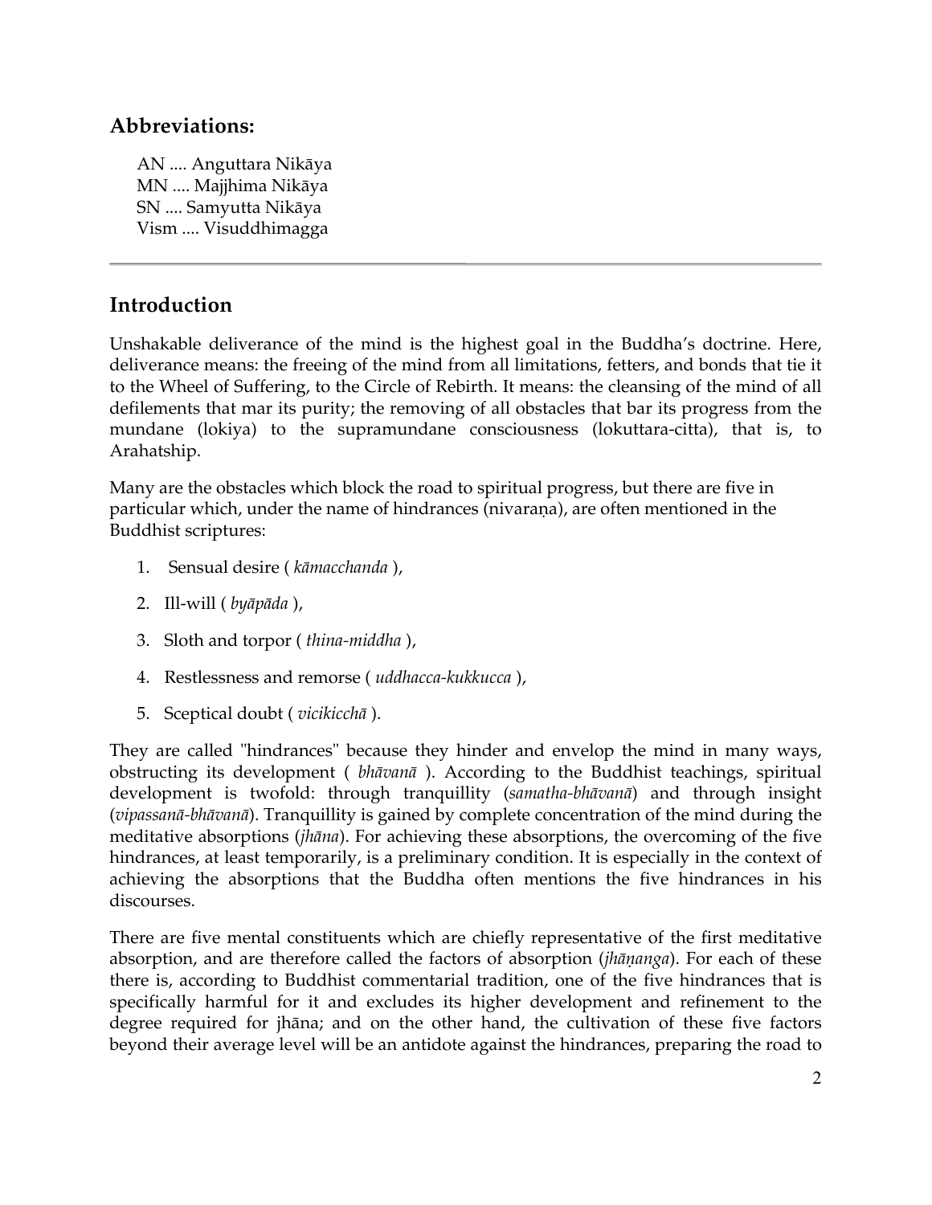## Abbreviations:

AN .... Anguttara Nikāya
MN .... Majjhima Nikāya
SN .... Samyutta Nikāya
Vism .... Visuddhimagga

---

## Introduction

Unshakable deliverance of the mind is the highest goal in the Buddha's doctrine. Here, deliverance means: the freeing of the mind from all limitations, fetters, and bonds that tie it to the Wheel of Suffering, to the Circle of Rebirth. It means: the cleansing of the mind of all defilements that mar its purity; the removing of all obstacles that bar its progress from the mundane (lokiya) to the supramundane consciousness (lokuttara-citta), that is, to Arahatship.

Many are the obstacles which block the road to spiritual progress, but there are five in particular which, under the name of hindrances (nivaraṇa), are often mentioned in the Buddhist scriptures:

1. Sensual desire ( *kāmacchanda* ),
2. Ill-will ( *byāpāda* ),
3. Sloth and torpor ( *thina-middha* ),
4. Restlessness and remorse ( *uddhacca-kukkucca* ),
5. Sceptical doubt ( *vicikicchā* ).

They are called "hindrances" because they hinder and envelop the mind in many ways, obstructing its development ( *bhāvanā* ). According to the Buddhist teachings, spiritual development is twofold: through tranquillity (*samatha-bhāvanā*) and through insight (*vipassanā-bhāvanā*). Tranquillity is gained by complete concentration of the mind during the meditative absorptions (*jhāna*). For achieving these absorptions, the overcoming of the five hindrances, at least temporarily, is a preliminary condition. It is especially in the context of achieving the absorptions that the Buddha often mentions the five hindrances in his discourses.

There are five mental constituents which are chiefly representative of the first meditative absorption, and are therefore called the factors of absorption (*jhāṇanga*). For each of these there is, according to Buddhist commentarial tradition, one of the five hindrances that is specifically harmful for it and excludes its higher development and refinement to the degree required for jhāna; and on the other hand, the cultivation of these five factors beyond their average level will be an antidote against the hindrances, preparing the road to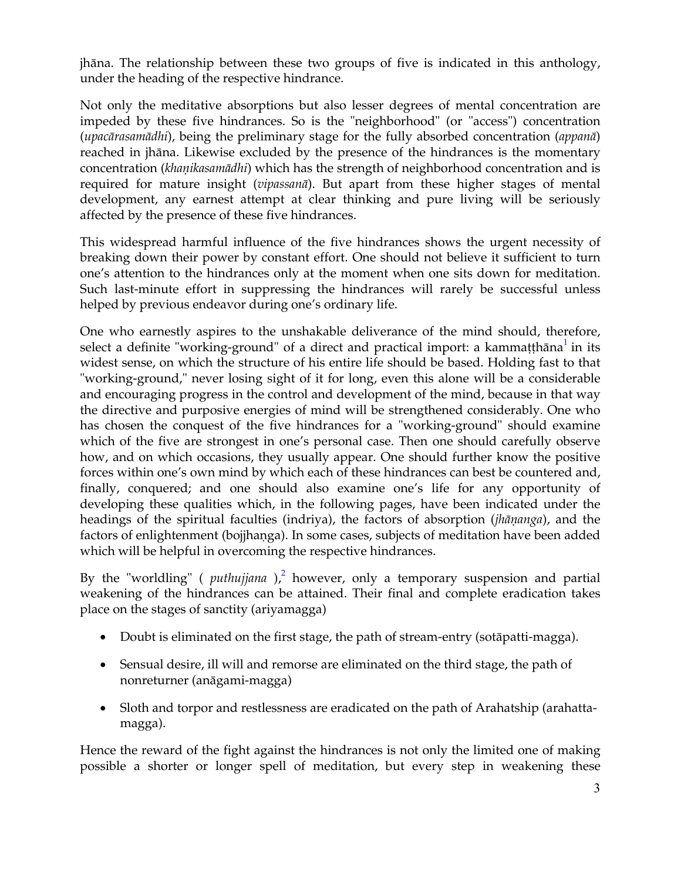jhāna. The relationship between these two groups of five is indicated in this anthology, under the heading of the respective hindrance.

Not only the meditative absorptions but also lesser degrees of mental concentration are impeded by these five hindrances. So is the "neighborhood" (or "access") concentration (*upacārasamādhi*), being the preliminary stage for the fully absorbed concentration (*appanā*) reached in jhāna. Likewise excluded by the presence of the hindrances is the momentary concentration (*khaṇikasamādhi*) which has the strength of neighborhood concentration and is required for mature insight (*vipassanā*). But apart from these higher stages of mental development, any earnest attempt at clear thinking and pure living will be seriously affected by the presence of these five hindrances.

This widespread harmful influence of the five hindrances shows the urgent necessity of breaking down their power by constant effort. One should not believe it sufficient to turn one's attention to the hindrances only at the moment when one sits down for meditation. Such last-minute effort in suppressing the hindrances will rarely be successful unless helped by previous endeavor during one's ordinary life.

One who earnestly aspires to the unshakable deliverance of the mind should, therefore, select a definite "working-ground" of a direct and practical import: a kammaṭṭhāna[1] in its widest sense, on which the structure of his entire life should be based. Holding fast to that "working-ground," never losing sight of it for long, even this alone will be a considerable and encouraging progress in the control and development of the mind, because in that way the directive and purposive energies of mind will be strengthened considerably. One who has chosen the conquest of the five hindrances for a "working-ground" should examine which of the five are strongest in one's personal case. Then one should carefully observe how, and on which occasions, they usually appear. One should further know the positive forces within one's own mind by which each of these hindrances can best be countered and, finally, conquered; and one should also examine one's life for any opportunity of developing these qualities which, in the following pages, have been indicated under the headings of the spiritual faculties (indriya), the factors of absorption (*jhāṇanga*), and the factors of enlightenment (bojjhaṇga). In some cases, subjects of meditation have been added which will be helpful in overcoming the respective hindrances.

By the "worldling" ( *puthujjana* ),[2] however, only a temporary suspension and partial weakening of the hindrances can be attained. Their final and complete eradication takes place on the stages of sanctity (ariyamagga)

- Doubt is eliminated on the first stage, the path of stream-entry (sotāpatti-magga).
- Sensual desire, ill will and remorse are eliminated on the third stage, the path of nonreturner (anāgami-magga)
- Sloth and torpor and restlessness are eradicated on the path of Arahatship (arahatta-magga).

Hence the reward of the fight against the hindrances is not only the limited one of making possible a shorter or longer spell of meditation, but every step in weakening these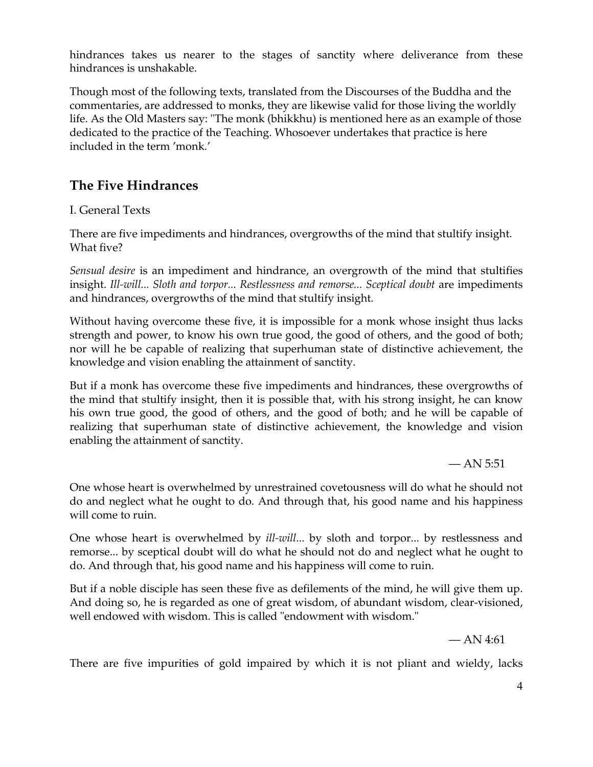hindrances takes us nearer to the stages of sanctity where deliverance from these hindrances is unshakable.

Though most of the following texts, translated from the Discourses of the Buddha and the commentaries, are addressed to monks, they are likewise valid for those living the worldly life. As the Old Masters say: "The monk (bhikkhu) is mentioned here as an example of those dedicated to the practice of the Teaching. Whosoever undertakes that practice is here included in the term 'monk.'

## The Five Hindrances

I. General Texts

There are five impediments and hindrances, overgrowths of the mind that stultify insight. What five?

*Sensual desire* is an impediment and hindrance, an overgrowth of the mind that stultifies insight. *Ill-will... Sloth and torpor... Restlessness and remorse... Sceptical doubt* are impediments and hindrances, overgrowths of the mind that stultify insight.

Without having overcome these five, it is impossible for a monk whose insight thus lacks strength and power, to know his own true good, the good of others, and the good of both; nor will he be capable of realizing that superhuman state of distinctive achievement, the knowledge and vision enabling the attainment of sanctity.

But if a monk has overcome these five impediments and hindrances, these overgrowths of the mind that stultify insight, then it is possible that, with his strong insight, he can know his own true good, the good of others, and the good of both; and he will be capable of realizing that superhuman state of distinctive achievement, the knowledge and vision enabling the attainment of sanctity.

— AN 5:51

One whose heart is overwhelmed by unrestrained covetousness will do what he should not do and neglect what he ought to do. And through that, his good name and his happiness will come to ruin.

One whose heart is overwhelmed by *ill-will*... by sloth and torpor... by restlessness and remorse... by sceptical doubt will do what he should not do and neglect what he ought to do. And through that, his good name and his happiness will come to ruin.

But if a noble disciple has seen these five as defilements of the mind, he will give them up. And doing so, he is regarded as one of great wisdom, of abundant wisdom, clear-visioned, well endowed with wisdom. This is called "endowment with wisdom."

— AN 4:61

There are five impurities of gold impaired by which it is not pliant and wieldy, lacks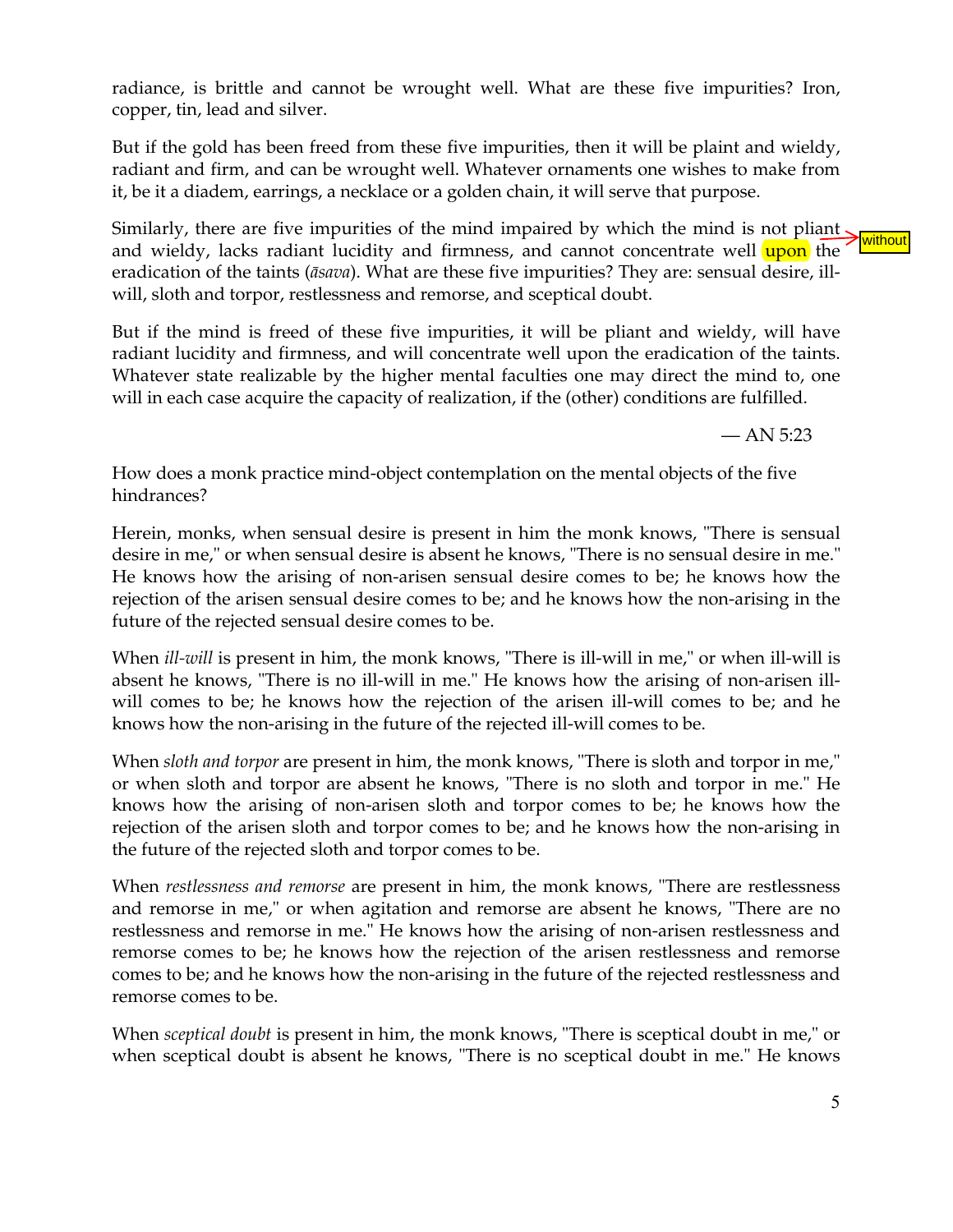radiance, is brittle and cannot be wrought well. What are these five impurities? Iron, copper, tin, lead and silver.

But if the gold has been freed from these five impurities, then it will be plaint and wieldy, radiant and firm, and can be wrought well. Whatever ornaments one wishes to make from it, be it a diadem, earrings, a necklace or a golden chain, it will serve that purpose.

Similarly, there are five impurities of the mind impaired by which the mind is not pliant and wieldy, lacks radiant lucidity and firmness, and cannot concentrate well upon the eradication of the taints (*āsava*). What are these five impurities? They are: sensual desire, ill-will, sloth and torpor, restlessness and remorse, and sceptical doubt.

But if the mind is freed of these five impurities, it will be pliant and wieldy, will have radiant lucidity and firmness, and will concentrate well upon the eradication of the taints. Whatever state realizable by the higher mental faculties one may direct the mind to, one will in each case acquire the capacity of realization, if the (other) conditions are fulfilled.

— AN 5:23

How does a monk practice mind-object contemplation on the mental objects of the five hindrances?

Herein, monks, when sensual desire is present in him the monk knows, "There is sensual desire in me," or when sensual desire is absent he knows, "There is no sensual desire in me." He knows how the arising of non-arisen sensual desire comes to be; he knows how the rejection of the arisen sensual desire comes to be; and he knows how the non-arising in the future of the rejected sensual desire comes to be.

When *ill-will* is present in him, the monk knows, "There is ill-will in me," or when ill-will is absent he knows, "There is no ill-will in me." He knows how the arising of non-arisen ill-will comes to be; he knows how the rejection of the arisen ill-will comes to be; and he knows how the non-arising in the future of the rejected ill-will comes to be.

When *sloth and torpor* are present in him, the monk knows, "There is sloth and torpor in me," or when sloth and torpor are absent he knows, "There is no sloth and torpor in me." He knows how the arising of non-arisen sloth and torpor comes to be; he knows how the rejection of the arisen sloth and torpor comes to be; and he knows how the non-arising in the future of the rejected sloth and torpor comes to be.

When *restlessness and remorse* are present in him, the monk knows, "There are restlessness and remorse in me," or when agitation and remorse are absent he knows, "There are no restlessness and remorse in me." He knows how the arising of non-arisen restlessness and remorse comes to be; he knows how the rejection of the arisen restlessness and remorse comes to be; and he knows how the non-arising in the future of the rejected restlessness and remorse comes to be.

When *sceptical doubt* is present in him, the monk knows, "There is sceptical doubt in me," or when sceptical doubt is absent he knows, "There is no sceptical doubt in me." He knows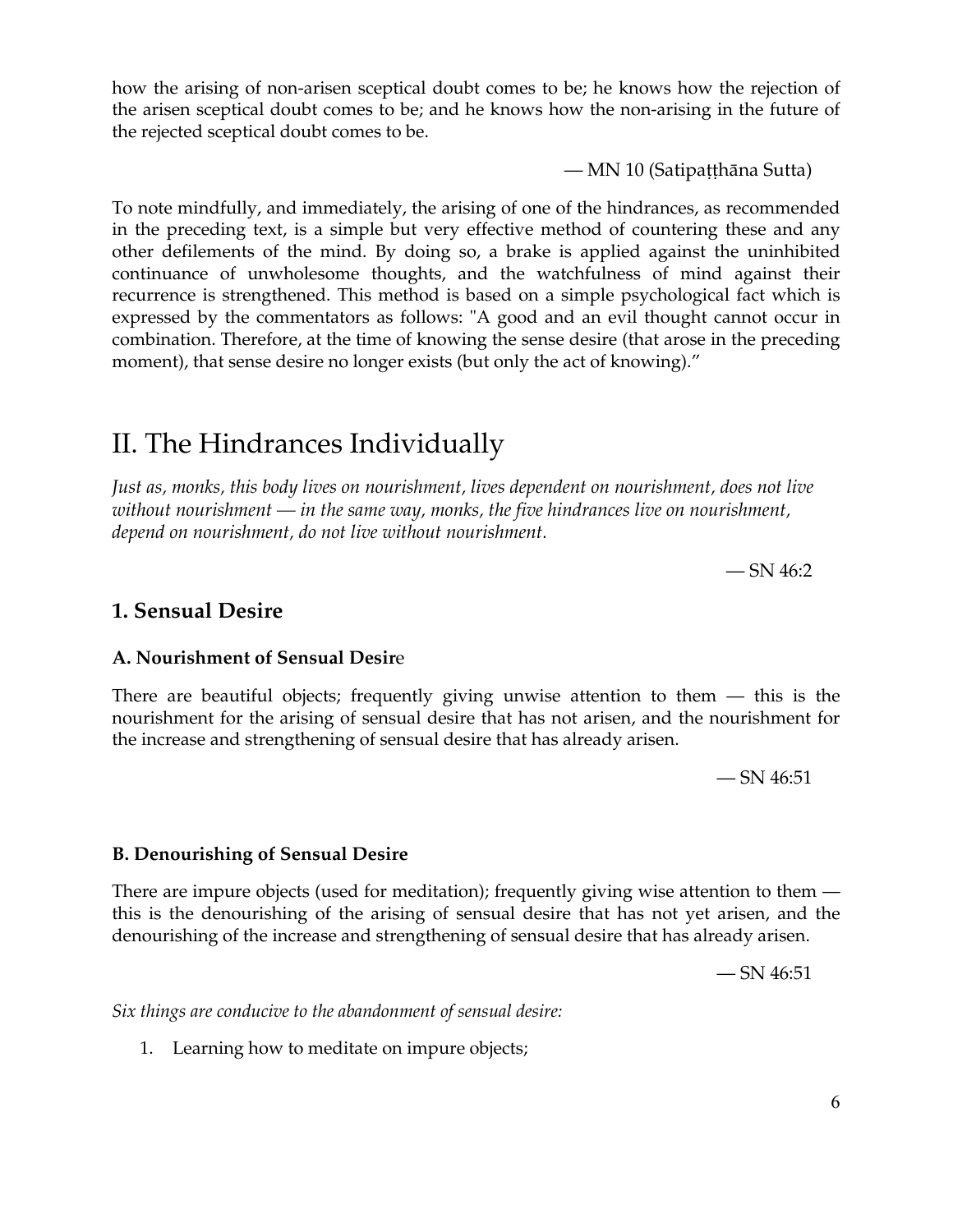how the arising of non-arisen sceptical doubt comes to be; he knows how the rejection of the arisen sceptical doubt comes to be; and he knows how the non-arising in the future of the rejected sceptical doubt comes to be.

— MN 10 (Satipaṭṭhāna Sutta)

To note mindfully, and immediately, the arising of one of the hindrances, as recommended in the preceding text, is a simple but very effective method of countering these and any other defilements of the mind. By doing so, a brake is applied against the uninhibited continuance of unwholesome thoughts, and the watchfulness of mind against their recurrence is strengthened. This method is based on a simple psychological fact which is expressed by the commentators as follows: "A good and an evil thought cannot occur in combination. Therefore, at the time of knowing the sense desire (that arose in the preceding moment), that sense desire no longer exists (but only the act of knowing)."

# II. The Hindrances Individually

*Just as, monks, this body lives on nourishment, lives dependent on nourishment, does not live without nourishment — in the same way, monks, the five hindrances live on nourishment, depend on nourishment, do not live without nourishment.*

— SN 46:2

## 1. Sensual Desire

### A. Nourishment of Sensual Desire

There are beautiful objects; frequently giving unwise attention to them — this is the nourishment for the arising of sensual desire that has not arisen, and the nourishment for the increase and strengthening of sensual desire that has already arisen.

— SN 46:51

### B. Denourishing of Sensual Desire

There are impure objects (used for meditation); frequently giving wise attention to them — this is the denourishing of the arising of sensual desire that has not yet arisen, and the denourishing of the increase and strengthening of sensual desire that has already arisen.

— SN 46:51

*Six things are conducive to the abandonment of sensual desire:*

1. Learning how to meditate on impure objects;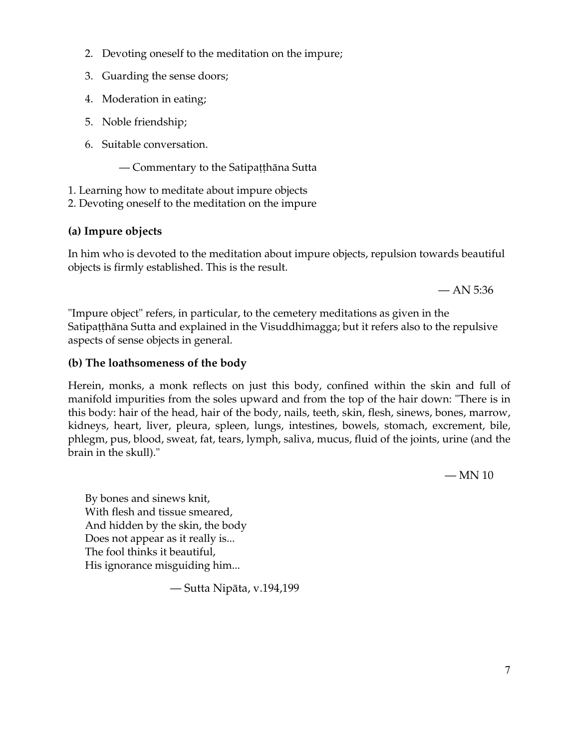2. Devoting oneself to the meditation on the impure;
3. Guarding the sense doors;
4. Moderation in eating;
5. Noble friendship;
6. Suitable conversation.

— Commentary to the Satipaṭṭhāna Sutta

1. Learning how to meditate about impure objects
2. Devoting oneself to the meditation on the impure

**(a) Impure objects**

In him who is devoted to the meditation about impure objects, repulsion towards beautiful objects is firmly established. This is the result.

— AN 5:36

"Impure object" refers, in particular, to the cemetery meditations as given in the Satipaṭṭhāna Sutta and explained in the Visuddhimagga; but it refers also to the repulsive aspects of sense objects in general.

**(b) The loathsomeness of the body**

Herein, monks, a monk reflects on just this body, confined within the skin and full of manifold impurities from the soles upward and from the top of the hair down: "There is in this body: hair of the head, hair of the body, nails, teeth, skin, flesh, sinews, bones, marrow, kidneys, heart, liver, pleura, spleen, lungs, intestines, bowels, stomach, excrement, bile, phlegm, pus, blood, sweat, fat, tears, lymph, saliva, mucus, fluid of the joints, urine (and the brain in the skull)."

— MN 10

By bones and sinews knit,  
With flesh and tissue smeared,  
And hidden by the skin, the body  
Does not appear as it really is...  
The fool thinks it beautiful,  
His ignorance misguiding him...

— Sutta Nipāta, v.194,199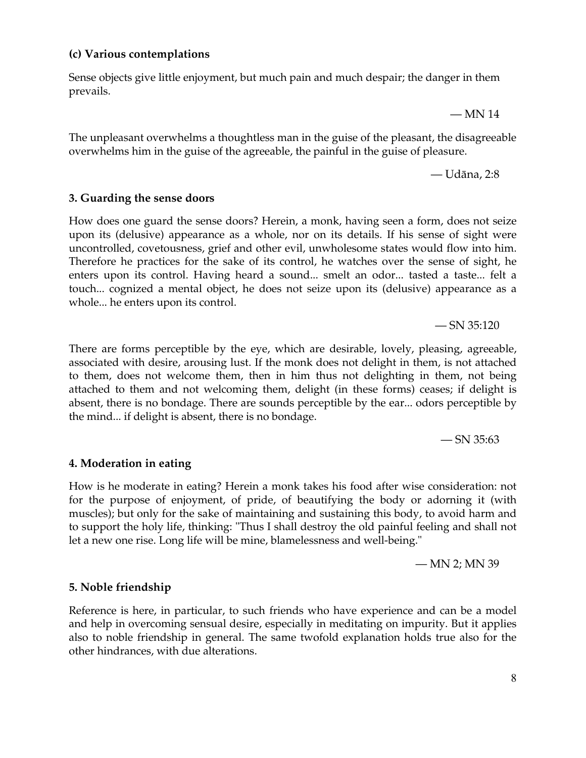**(c) Various contemplations**

Sense objects give little enjoyment, but much pain and much despair; the danger in them prevails.

— MN 14

The unpleasant overwhelms a thoughtless man in the guise of the pleasant, the disagreeable overwhelms him in the guise of the agreeable, the painful in the guise of pleasure.

— Udāna, 2:8

**3. Guarding the sense doors**

How does one guard the sense doors? Herein, a monk, having seen a form, does not seize upon its (delusive) appearance as a whole, nor on its details. If his sense of sight were uncontrolled, covetousness, grief and other evil, unwholesome states would flow into him. Therefore he practices for the sake of its control, he watches over the sense of sight, he enters upon its control. Having heard a sound... smelt an odor... tasted a taste... felt a touch... cognized a mental object, he does not seize upon its (delusive) appearance as a whole... he enters upon its control.

— SN 35:120

There are forms perceptible by the eye, which are desirable, lovely, pleasing, agreeable, associated with desire, arousing lust. If the monk does not delight in them, is not attached to them, does not welcome them, then in him thus not delighting in them, not being attached to them and not welcoming them, delight (in these forms) ceases; if delight is absent, there is no bondage. There are sounds perceptible by the ear... odors perceptible by the mind... if delight is absent, there is no bondage.

— SN 35:63

**4. Moderation in eating**

How is he moderate in eating? Herein a monk takes his food after wise consideration: not for the purpose of enjoyment, of pride, of beautifying the body or adorning it (with muscles); but only for the sake of maintaining and sustaining this body, to avoid harm and to support the holy life, thinking: "Thus I shall destroy the old painful feeling and shall not let a new one rise. Long life will be mine, blamelessness and well-being."

— MN 2; MN 39

**5. Noble friendship**

Reference is here, in particular, to such friends who have experience and can be a model and help in overcoming sensual desire, especially in meditating on impurity. But it applies also to noble friendship in general. The same twofold explanation holds true also for the other hindrances, with due alterations.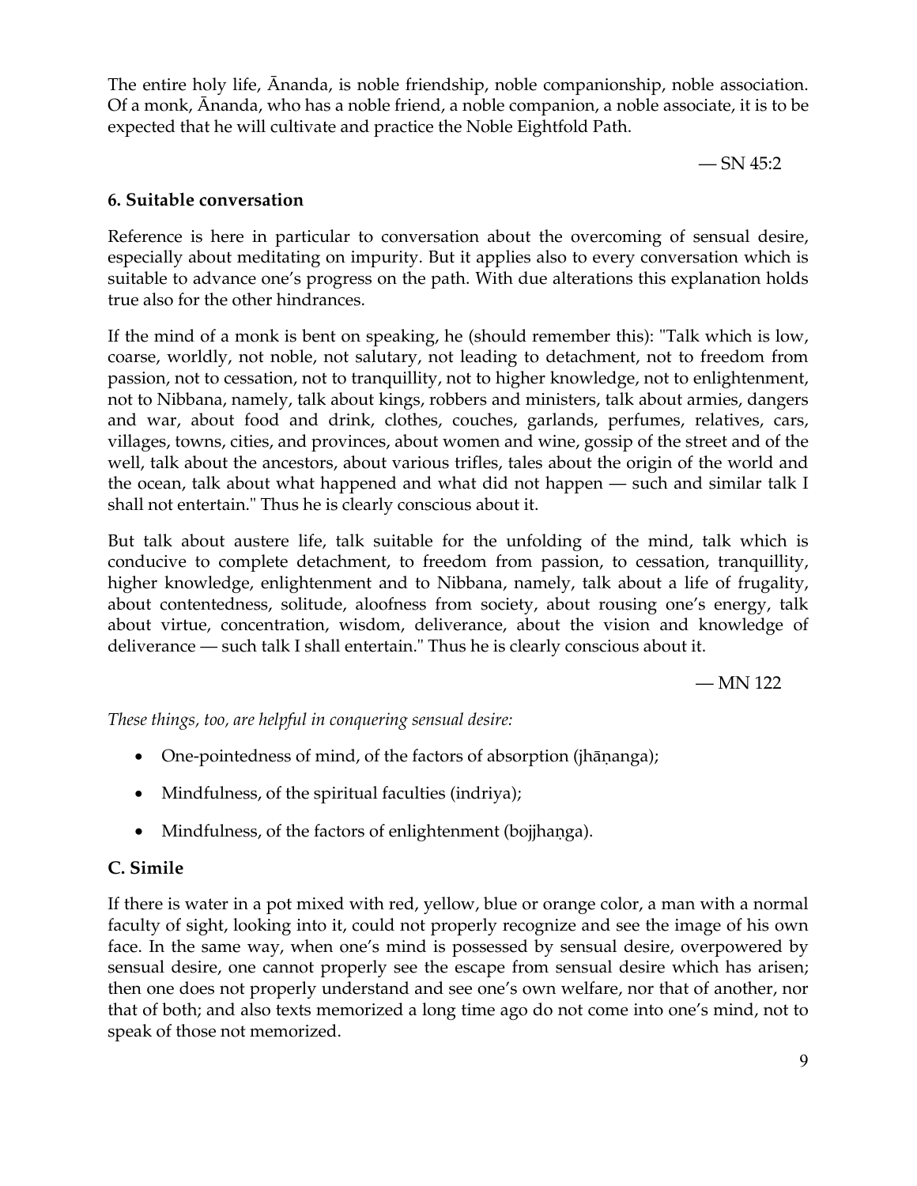The entire holy life, Ānanda, is noble friendship, noble companionship, noble association. Of a monk, Ānanda, who has a noble friend, a noble companion, a noble associate, it is to be expected that he will cultivate and practice the Noble Eightfold Path.

— SN 45:2

#### 6. Suitable conversation

Reference is here in particular to conversation about the overcoming of sensual desire, especially about meditating on impurity. But it applies also to every conversation which is suitable to advance one's progress on the path. With due alterations this explanation holds true also for the other hindrances.

If the mind of a monk is bent on speaking, he (should remember this): "Talk which is low, coarse, worldly, not noble, not salutary, not leading to detachment, not to freedom from passion, not to cessation, not to tranquillity, not to higher knowledge, not to enlightenment, not to Nibbana, namely, talk about kings, robbers and ministers, talk about armies, dangers and war, about food and drink, clothes, couches, garlands, perfumes, relatives, cars, villages, towns, cities, and provinces, about women and wine, gossip of the street and of the well, talk about the ancestors, about various trifles, tales about the origin of the world and the ocean, talk about what happened and what did not happen — such and similar talk I shall not entertain." Thus he is clearly conscious about it.

But talk about austere life, talk suitable for the unfolding of the mind, talk which is conducive to complete detachment, to freedom from passion, to cessation, tranquillity, higher knowledge, enlightenment and to Nibbana, namely, talk about a life of frugality, about contentedness, solitude, aloofness from society, about rousing one's energy, talk about virtue, concentration, wisdom, deliverance, about the vision and knowledge of deliverance — such talk I shall entertain." Thus he is clearly conscious about it.

— MN 122

*These things, too, are helpful in conquering sensual desire:*

- One-pointedness of mind, of the factors of absorption (jhāṇanga);
- Mindfulness, of the spiritual faculties (indriya);
- Mindfulness, of the factors of enlightenment (bojjhaṇga).

### C. Simile

If there is water in a pot mixed with red, yellow, blue or orange color, a man with a normal faculty of sight, looking into it, could not properly recognize and see the image of his own face. In the same way, when one's mind is possessed by sensual desire, overpowered by sensual desire, one cannot properly see the escape from sensual desire which has arisen; then one does not properly understand and see one's own welfare, nor that of another, nor that of both; and also texts memorized a long time ago do not come into one's mind, not to speak of those not memorized.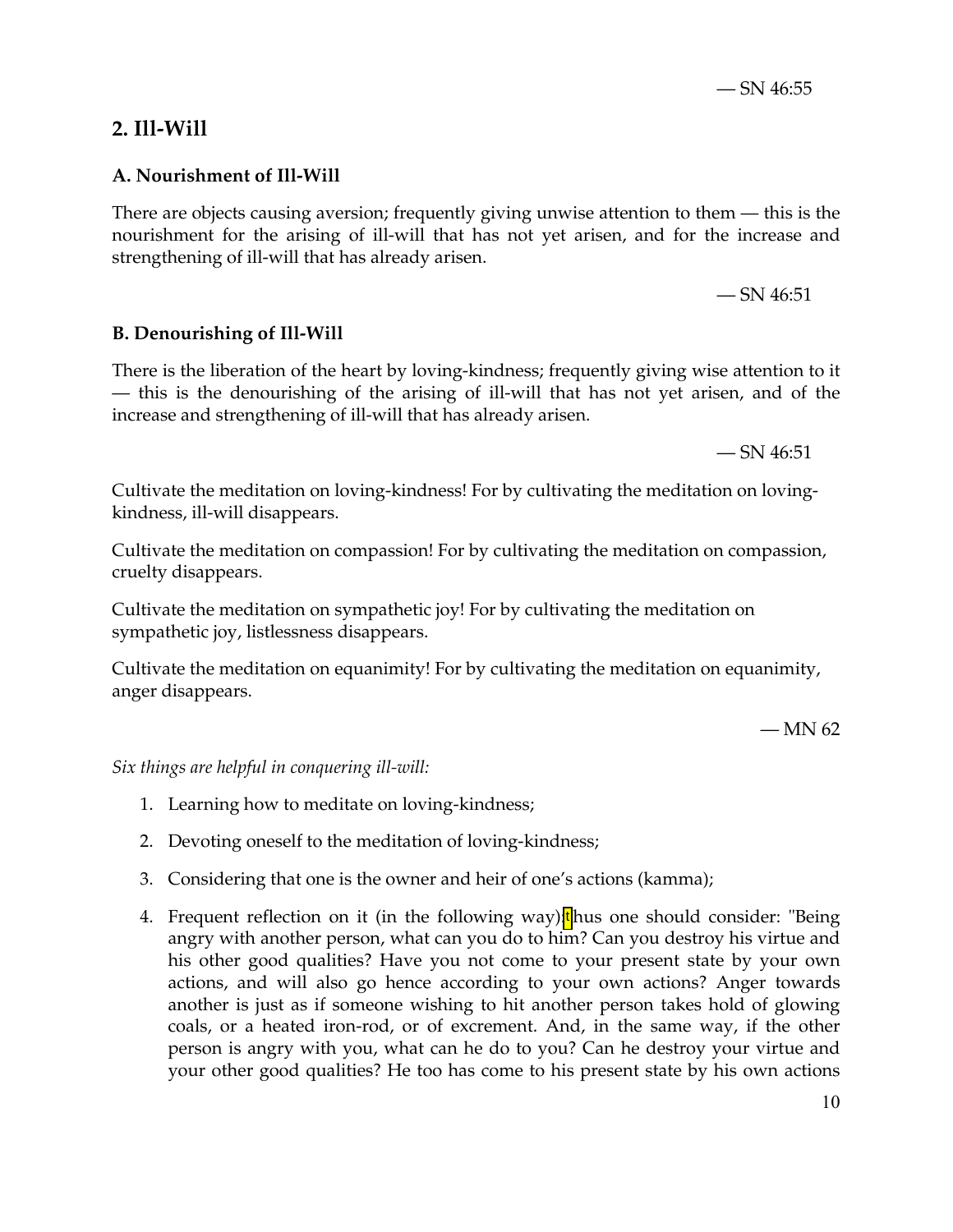— SN 46:55

## 2. Ill-Will

### A. Nourishment of Ill-Will

There are objects causing aversion; frequently giving unwise attention to them — this is the nourishment for the arising of ill-will that has not yet arisen, and for the increase and strengthening of ill-will that has already arisen.

— SN 46:51

### B. Denourishing of Ill-Will

There is the liberation of the heart by loving-kindness; frequently giving wise attention to it — this is the denourishing of the arising of ill-will that has not yet arisen, and of the increase and strengthening of ill-will that has already arisen.

— SN 46:51

Cultivate the meditation on loving-kindness! For by cultivating the meditation on loving-kindness, ill-will disappears.

Cultivate the meditation on compassion! For by cultivating the meditation on compassion, cruelty disappears.

Cultivate the meditation on sympathetic joy! For by cultivating the meditation on sympathetic joy, listlessness disappears.

Cultivate the meditation on equanimity! For by cultivating the meditation on equanimity, anger disappears.

— MN 62

*Six things are helpful in conquering ill-will:*

1. Learning how to meditate on loving-kindness;
2. Devoting oneself to the meditation of loving-kindness;
3. Considering that one is the owner and heir of one's actions (kamma);
4. Frequent reflection on it (in the following way): thus one should consider: "Being angry with another person, what can you do to him? Can you destroy his virtue and his other good qualities? Have you not come to your present state by your own actions, and will also go hence according to your own actions? Anger towards another is just as if someone wishing to hit another person takes hold of glowing coals, or a heated iron-rod, or of excrement. And, in the same way, if the other person is angry with you, what can he do to you? Can he destroy your virtue and your other good qualities? He too has come to his present state by his own actions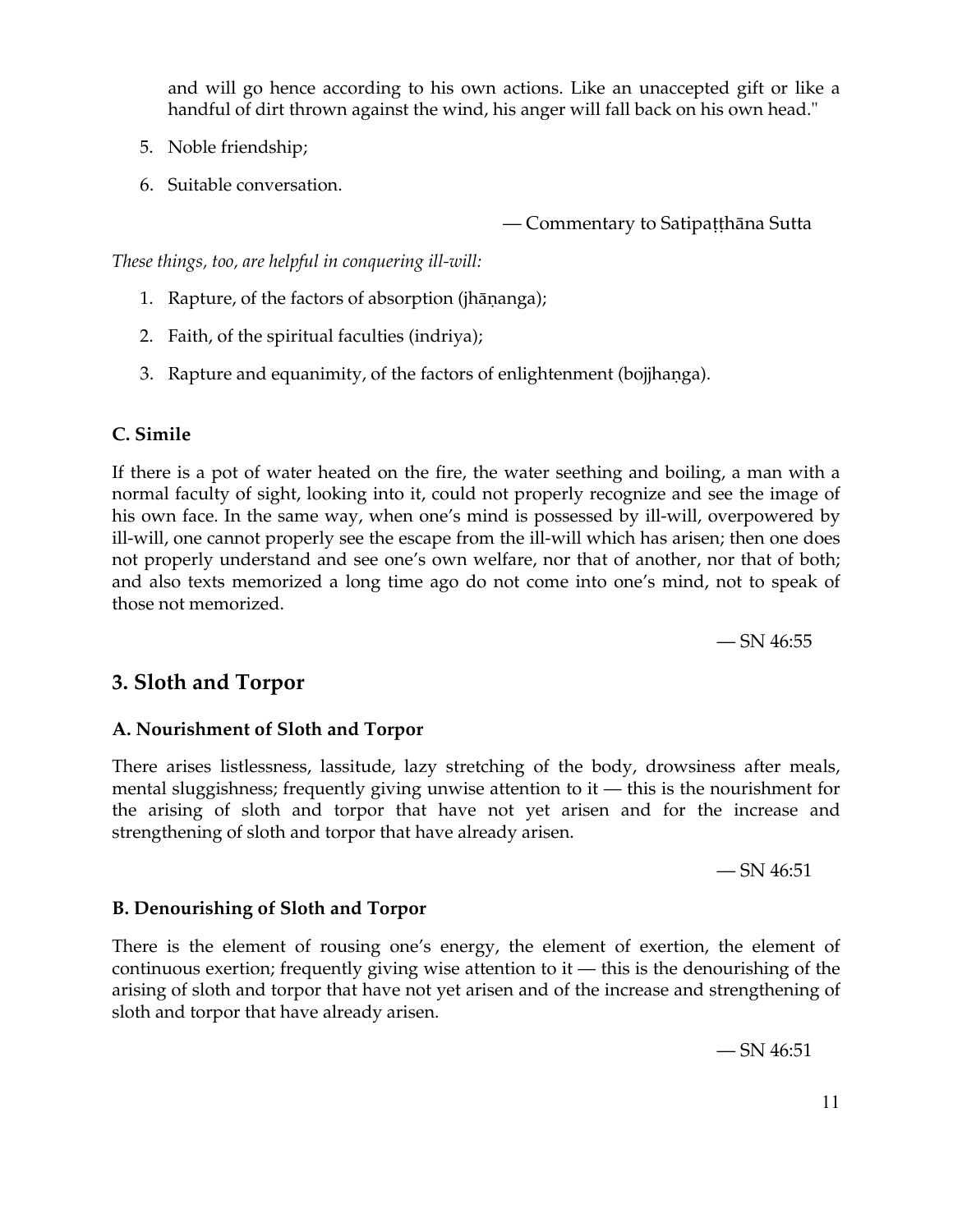and will go hence according to his own actions. Like an unaccepted gift or like a handful of dirt thrown against the wind, his anger will fall back on his own head."

5. Noble friendship;
6. Suitable conversation.

— Commentary to Satipaṭṭhāna Sutta

*These things, too, are helpful in conquering ill-will:*

1. Rapture, of the factors of absorption (jhāṇanga);
2. Faith, of the spiritual faculties (indriya);
3. Rapture and equanimity, of the factors of enlightenment (bojjhaṇga).

### C. Simile

If there is a pot of water heated on the fire, the water seething and boiling, a man with a normal faculty of sight, looking into it, could not properly recognize and see the image of his own face. In the same way, when one's mind is possessed by ill-will, overpowered by ill-will, one cannot properly see the escape from the ill-will which has arisen; then one does not properly understand and see one's own welfare, nor that of another, nor that of both; and also texts memorized a long time ago do not come into one's mind, not to speak of those not memorized.

— SN 46:55

## 3. Sloth and Torpor

### A. Nourishment of Sloth and Torpor

There arises listlessness, lassitude, lazy stretching of the body, drowsiness after meals, mental sluggishness; frequently giving unwise attention to it — this is the nourishment for the arising of sloth and torpor that have not yet arisen and for the increase and strengthening of sloth and torpor that have already arisen.

— SN 46:51

### B. Denourishing of Sloth and Torpor

There is the element of rousing one's energy, the element of exertion, the element of continuous exertion; frequently giving wise attention to it — this is the denourishing of the arising of sloth and torpor that have not yet arisen and of the increase and strengthening of sloth and torpor that have already arisen.

— SN 46:51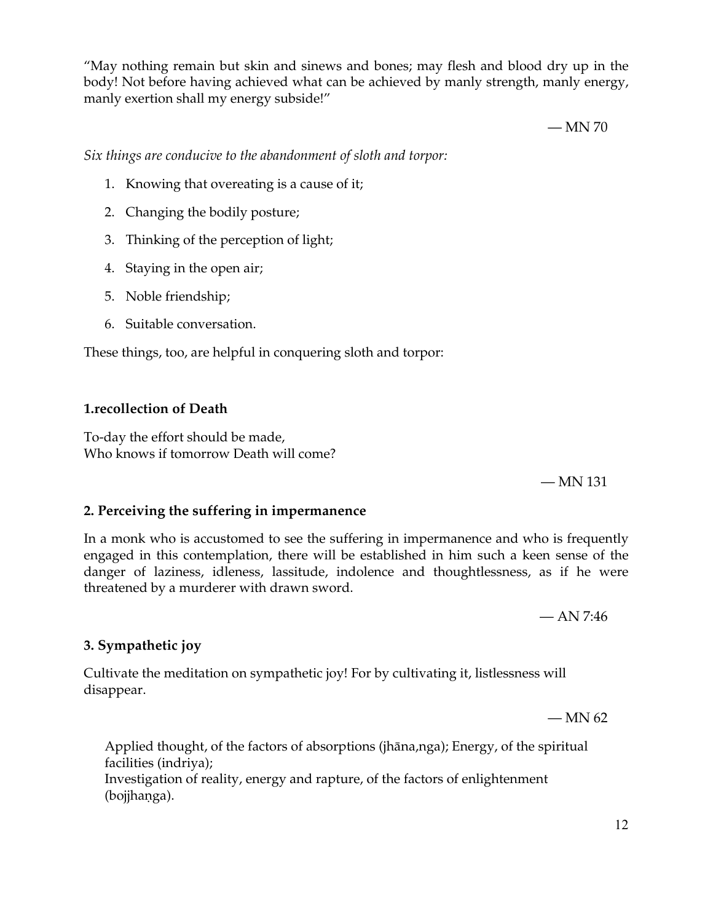"May nothing remain but skin and sinews and bones; may flesh and blood dry up in the body! Not before having achieved what can be achieved by manly strength, manly energy, manly exertion shall my energy subside!"

— MN 70

*Six things are conducive to the abandonment of sloth and torpor:*

1. Knowing that overeating is a cause of it;
2. Changing the bodily posture;
3. Thinking of the perception of light;
4. Staying in the open air;
5. Noble friendship;
6. Suitable conversation.

These things, too, are helpful in conquering sloth and torpor:

**1.recollection of Death**

To-day the effort should be made,
Who knows if tomorrow Death will come?

— MN 131

**2. Perceiving the suffering in impermanence**

In a monk who is accustomed to see the suffering in impermanence and who is frequently engaged in this contemplation, there will be established in him such a keen sense of the danger of laziness, idleness, lassitude, indolence and thoughtlessness, as if he were threatened by a murderer with drawn sword.

— AN 7:46

**3. Sympathetic joy**

Cultivate the meditation on sympathetic joy! For by cultivating it, listlessness will disappear.

— MN 62

> Applied thought, of the factors of absorptions (jhāna,nga); Energy, of the spiritual facilities (indriya);
> Investigation of reality, energy and rapture, of the factors of enlightenment (bojjhaṇga).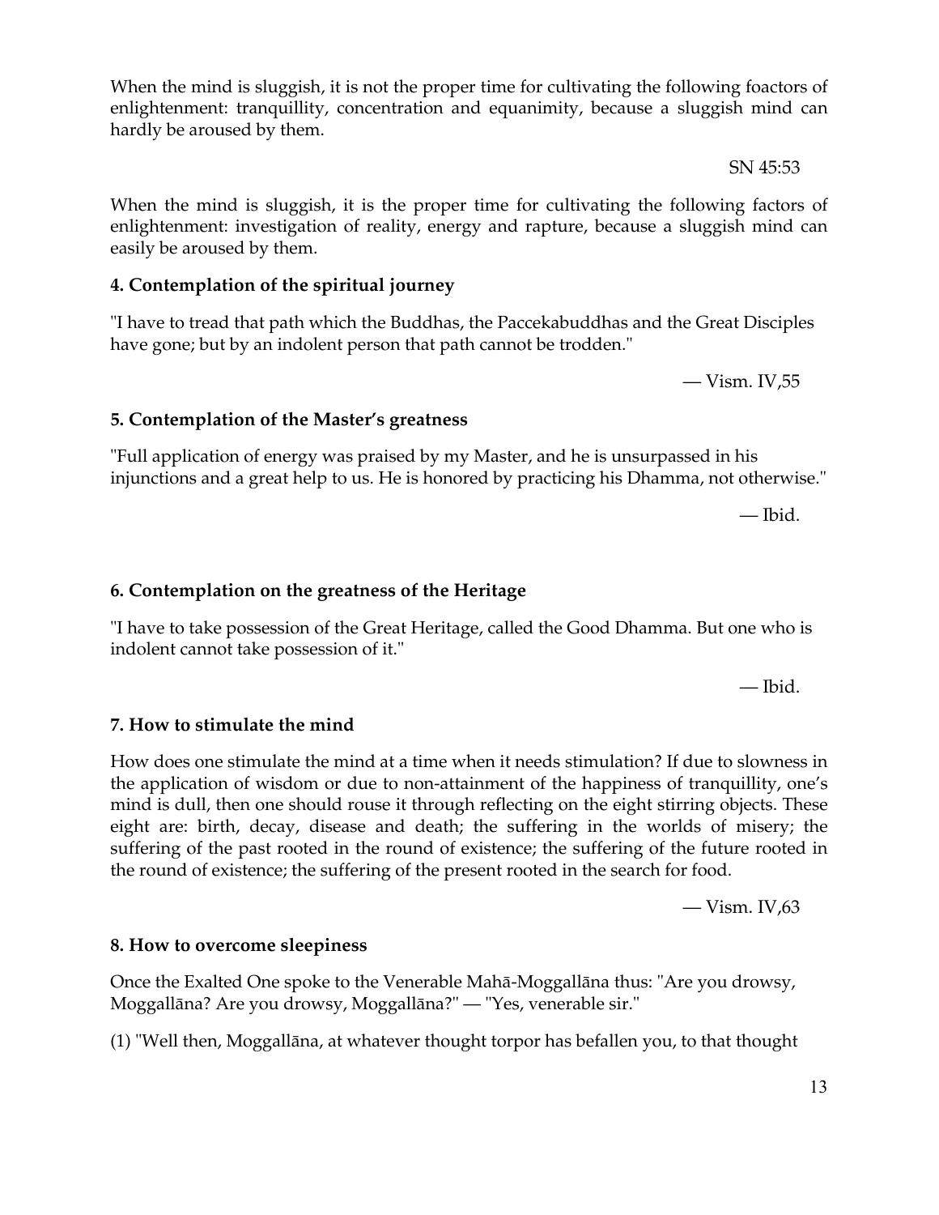When the mind is sluggish, it is not the proper time for cultivating the following foactors of enlightenment: tranquillity, concentration and equanimity, because a sluggish mind can hardly be aroused by them.

SN 45:53

When the mind is sluggish, it is the proper time for cultivating the following factors of enlightenment: investigation of reality, energy and rapture, because a sluggish mind can easily be aroused by them.

**4. Contemplation of the spiritual journey**

"I have to tread that path which the Buddhas, the Paccekabuddhas and the Great Disciples have gone; but by an indolent person that path cannot be trodden."

— Vism. IV,55

**5. Contemplation of the Master's greatness**

"Full application of energy was praised by my Master, and he is unsurpassed in his injunctions and a great help to us. He is honored by practicing his Dhamma, not otherwise."

— Ibid.

**6. Contemplation on the greatness of the Heritage**

"I have to take possession of the Great Heritage, called the Good Dhamma. But one who is indolent cannot take possession of it."

— Ibid.

**7. How to stimulate the mind**

How does one stimulate the mind at a time when it needs stimulation? If due to slowness in the application of wisdom or due to non-attainment of the happiness of tranquillity, one's mind is dull, then one should rouse it through reflecting on the eight stirring objects. These eight are: birth, decay, disease and death; the suffering in the worlds of misery; the suffering of the past rooted in the round of existence; the suffering of the future rooted in the round of existence; the suffering of the present rooted in the search for food.

— Vism. IV,63

**8. How to overcome sleepiness**

Once the Exalted One spoke to the Venerable Mahā-Moggallāna thus: "Are you drowsy, Moggallāna? Are you drowsy, Moggallāna?" — "Yes, venerable sir."

(1) "Well then, Moggallāna, at whatever thought torpor has befallen you, to that thought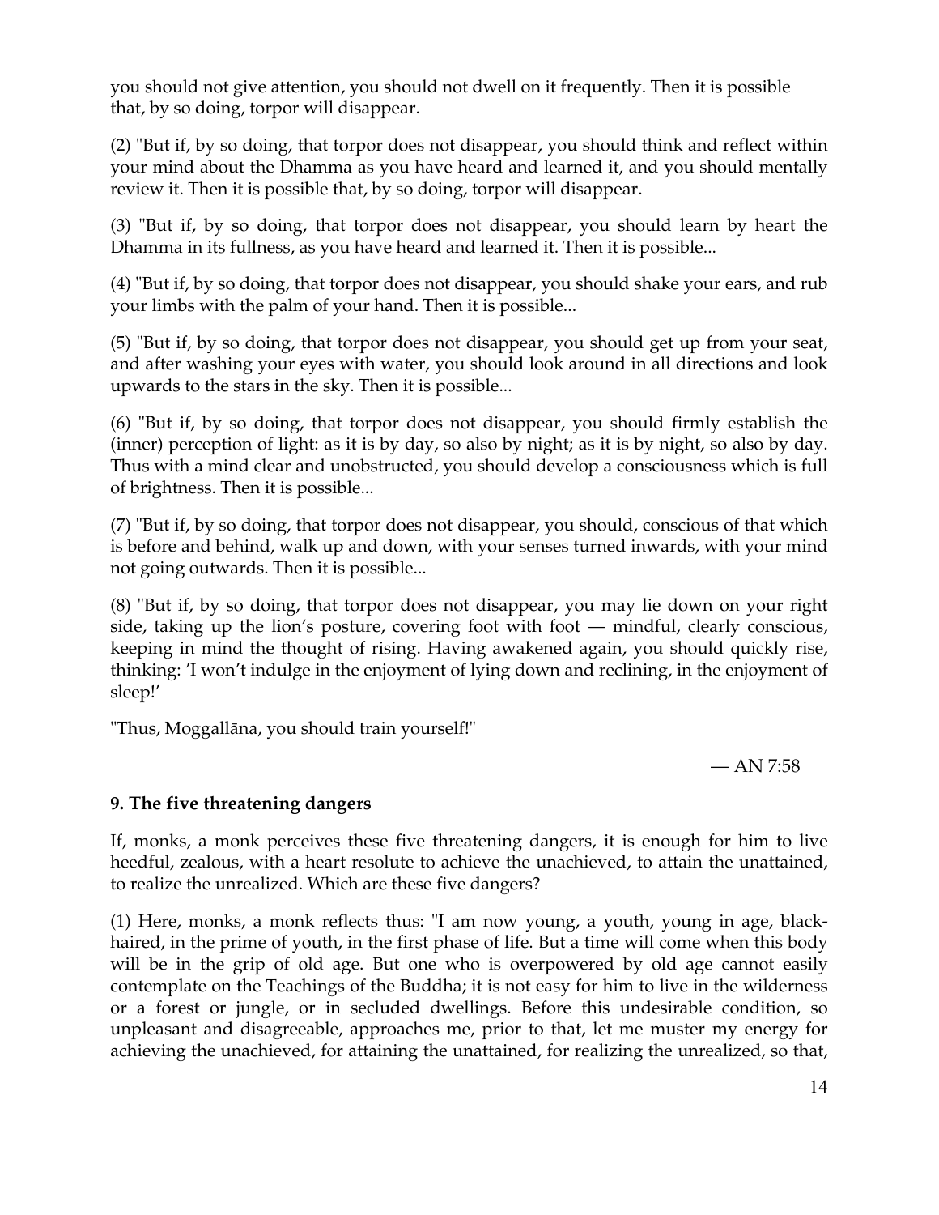you should not give attention, you should not dwell on it frequently. Then it is possible that, by so doing, torpor will disappear.

(2) "But if, by so doing, that torpor does not disappear, you should think and reflect within your mind about the Dhamma as you have heard and learned it, and you should mentally review it. Then it is possible that, by so doing, torpor will disappear.

(3) "But if, by so doing, that torpor does not disappear, you should learn by heart the Dhamma in its fullness, as you have heard and learned it. Then it is possible...

(4) "But if, by so doing, that torpor does not disappear, you should shake your ears, and rub your limbs with the palm of your hand. Then it is possible...

(5) "But if, by so doing, that torpor does not disappear, you should get up from your seat, and after washing your eyes with water, you should look around in all directions and look upwards to the stars in the sky. Then it is possible...

(6) "But if, by so doing, that torpor does not disappear, you should firmly establish the (inner) perception of light: as it is by day, so also by night; as it is by night, so also by day. Thus with a mind clear and unobstructed, you should develop a consciousness which is full of brightness. Then it is possible...

(7) "But if, by so doing, that torpor does not disappear, you should, conscious of that which is before and behind, walk up and down, with your senses turned inwards, with your mind not going outwards. Then it is possible...

(8) "But if, by so doing, that torpor does not disappear, you may lie down on your right side, taking up the lion's posture, covering foot with foot — mindful, clearly conscious, keeping in mind the thought of rising. Having awakened again, you should quickly rise, thinking: 'I won't indulge in the enjoyment of lying down and reclining, in the enjoyment of sleep!'

"Thus, Moggallāna, you should train yourself!"

— AN 7:58

### 9. The five threatening dangers

If, monks, a monk perceives these five threatening dangers, it is enough for him to live heedful, zealous, with a heart resolute to achieve the unachieved, to attain the unattained, to realize the unrealized. Which are these five dangers?

(1) Here, monks, a monk reflects thus: "I am now young, a youth, young in age, black-haired, in the prime of youth, in the first phase of life. But a time will come when this body will be in the grip of old age. But one who is overpowered by old age cannot easily contemplate on the Teachings of the Buddha; it is not easy for him to live in the wilderness or a forest or jungle, or in secluded dwellings. Before this undesirable condition, so unpleasant and disagreeable, approaches me, prior to that, let me muster my energy for achieving the unachieved, for attaining the unattained, for realizing the unrealized, so that,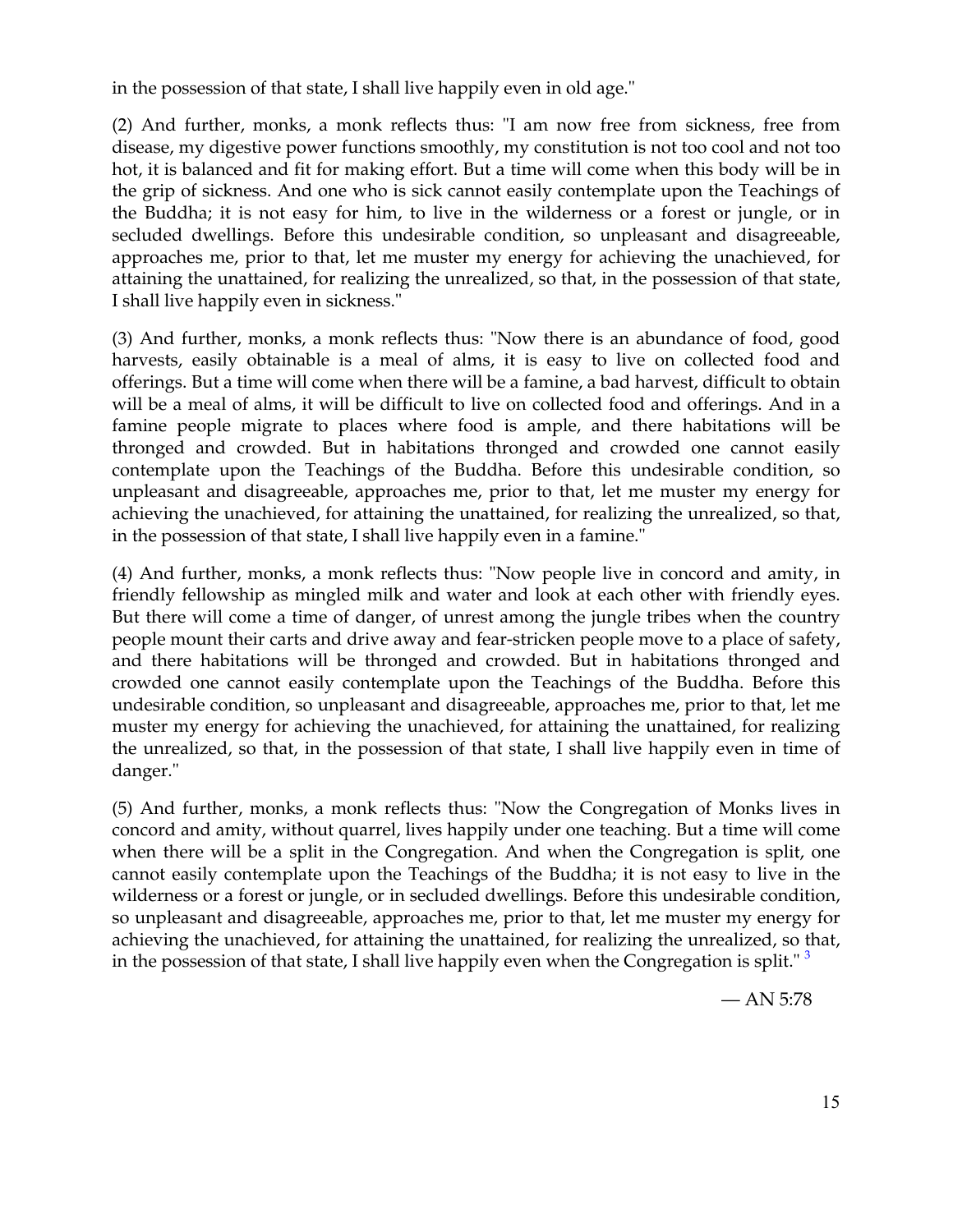in the possession of that state, I shall live happily even in old age."

(2) And further, monks, a monk reflects thus: "I am now free from sickness, free from disease, my digestive power functions smoothly, my constitution is not too cool and not too hot, it is balanced and fit for making effort. But a time will come when this body will be in the grip of sickness. And one who is sick cannot easily contemplate upon the Teachings of the Buddha; it is not easy for him, to live in the wilderness or a forest or jungle, or in secluded dwellings. Before this undesirable condition, so unpleasant and disagreeable, approaches me, prior to that, let me muster my energy for achieving the unachieved, for attaining the unattained, for realizing the unrealized, so that, in the possession of that state, I shall live happily even in sickness."

(3) And further, monks, a monk reflects thus: "Now there is an abundance of food, good harvests, easily obtainable is a meal of alms, it is easy to live on collected food and offerings. But a time will come when there will be a famine, a bad harvest, difficult to obtain will be a meal of alms, it will be difficult to live on collected food and offerings. And in a famine people migrate to places where food is ample, and there habitations will be thronged and crowded. But in habitations thronged and crowded one cannot easily contemplate upon the Teachings of the Buddha. Before this undesirable condition, so unpleasant and disagreeable, approaches me, prior to that, let me muster my energy for achieving the unachieved, for attaining the unattained, for realizing the unrealized, so that, in the possession of that state, I shall live happily even in a famine."

(4) And further, monks, a monk reflects thus: "Now people live in concord and amity, in friendly fellowship as mingled milk and water and look at each other with friendly eyes. But there will come a time of danger, of unrest among the jungle tribes when the country people mount their carts and drive away and fear-stricken people move to a place of safety, and there habitations will be thronged and crowded. But in habitations thronged and crowded one cannot easily contemplate upon the Teachings of the Buddha. Before this undesirable condition, so unpleasant and disagreeable, approaches me, prior to that, let me muster my energy for achieving the unachieved, for attaining the unattained, for realizing the unrealized, so that, in the possession of that state, I shall live happily even in time of danger."

(5) And further, monks, a monk reflects thus: "Now the Congregation of Monks lives in concord and amity, without quarrel, lives happily under one teaching. But a time will come when there will be a split in the Congregation. And when the Congregation is split, one cannot easily contemplate upon the Teachings of the Buddha; it is not easy to live in the wilderness or a forest or jungle, or in secluded dwellings. Before this undesirable condition, so unpleasant and disagreeable, approaches me, prior to that, let me muster my energy for achieving the unachieved, for attaining the unattained, for realizing the unrealized, so that, in the possession of that state, I shall live happily even when the Congregation is split." [3]

— AN 5:78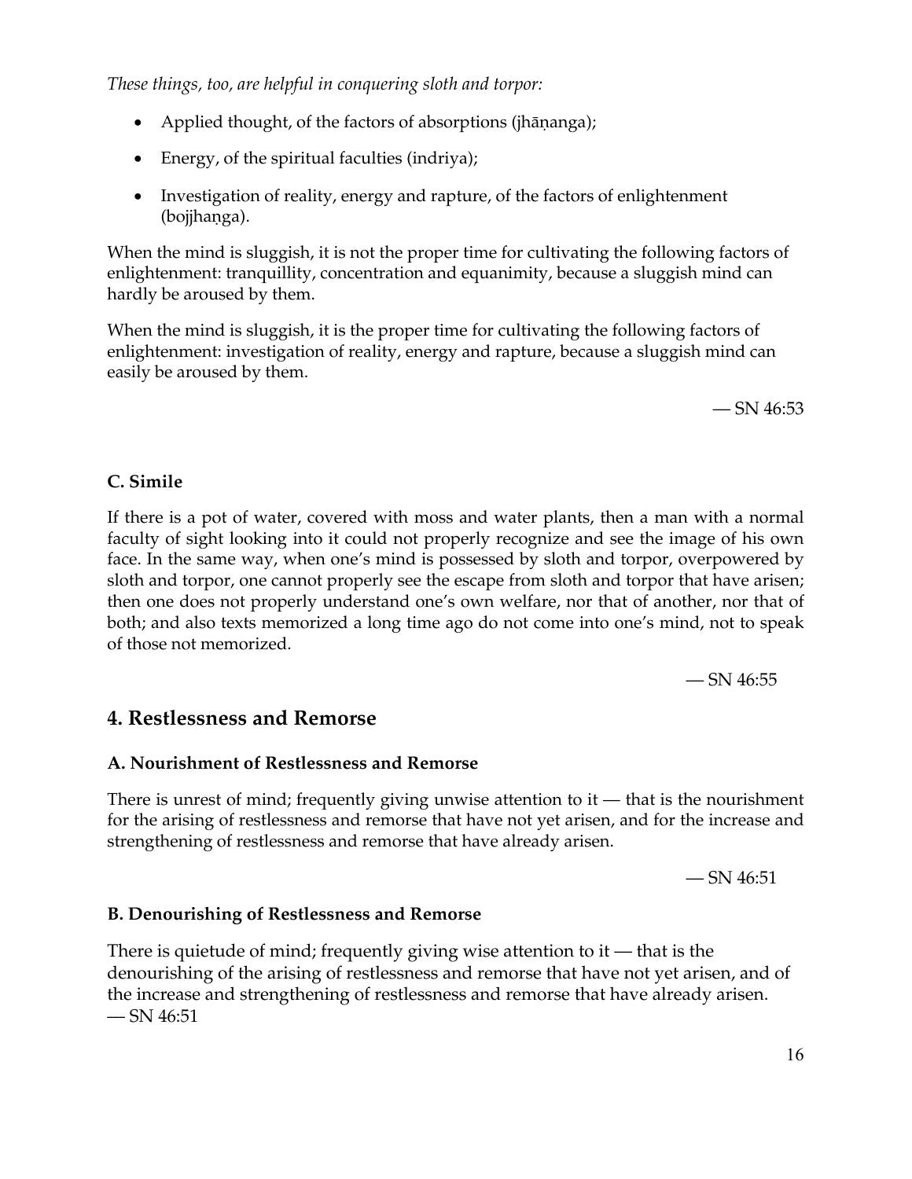*These things, too, are helpful in conquering sloth and torpor:*

- Applied thought, of the factors of absorptions (jhāṇanga);
- Energy, of the spiritual faculties (indriya);
- Investigation of reality, energy and rapture, of the factors of enlightenment (bojjhaṇga).

When the mind is sluggish, it is not the proper time for cultivating the following factors of enlightenment: tranquillity, concentration and equanimity, because a sluggish mind can hardly be aroused by them.

When the mind is sluggish, it is the proper time for cultivating the following factors of enlightenment: investigation of reality, energy and rapture, because a sluggish mind can easily be aroused by them.

— SN 46:53

### C. Simile

If there is a pot of water, covered with moss and water plants, then a man with a normal faculty of sight looking into it could not properly recognize and see the image of his own face. In the same way, when one's mind is possessed by sloth and torpor, overpowered by sloth and torpor, one cannot properly see the escape from sloth and torpor that have arisen; then one does not properly understand one's own welfare, nor that of another, nor that of both; and also texts memorized a long time ago do not come into one's mind, not to speak of those not memorized.

— SN 46:55

## 4. Restlessness and Remorse

### A. Nourishment of Restlessness and Remorse

There is unrest of mind; frequently giving unwise attention to it — that is the nourishment for the arising of restlessness and remorse that have not yet arisen, and for the increase and strengthening of restlessness and remorse that have already arisen.

— SN 46:51

### B. Denourishing of Restlessness and Remorse

There is quietude of mind; frequently giving wise attention to it — that is the denourishing of the arising of restlessness and remorse that have not yet arisen, and of the increase and strengthening of restlessness and remorse that have already arisen.
— SN 46:51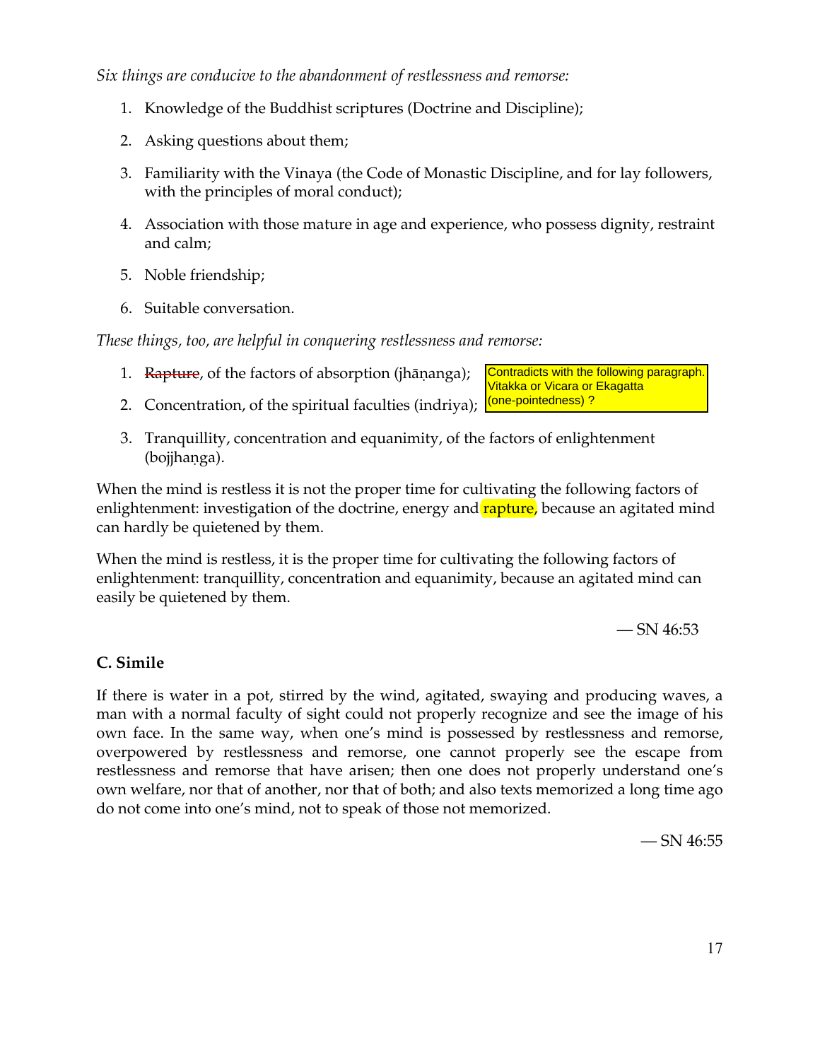*Six things are conducive to the abandonment of restlessness and remorse:*

1. Knowledge of the Buddhist scriptures (Doctrine and Discipline);
2. Asking questions about them;
3. Familiarity with the Vinaya (the Code of Monastic Discipline, and for lay followers, with the principles of moral conduct);
4. Association with those mature in age and experience, who possess dignity, restraint and calm;
5. Noble friendship;
6. Suitable conversation.

*These things, too, are helpful in conquering restlessness and remorse:*

1. ~~Rapture~~, of the factors of absorption (jhāṇanga);
2. Concentration, of the spiritual faculties (indriya);
3. Tranquillity, concentration and equanimity, of the factors of enlightenment (bojjhaṇga).

Contradicts with the following paragraph. Vitakka or Vicara or Ekagatta (one-pointedness) ?

When the mind is restless it is not the proper time for cultivating the following factors of enlightenment: investigation of the doctrine, energy and rapture, because an agitated mind can hardly be quietened by them.

When the mind is restless, it is the proper time for cultivating the following factors of enlightenment: tranquillity, concentration and equanimity, because an agitated mind can easily be quietened by them.

— SN 46:53

### C. Simile

If there is water in a pot, stirred by the wind, agitated, swaying and producing waves, a man with a normal faculty of sight could not properly recognize and see the image of his own face. In the same way, when one's mind is possessed by restlessness and remorse, overpowered by restlessness and remorse, one cannot properly see the escape from restlessness and remorse that have arisen; then one does not properly understand one's own welfare, nor that of another, nor that of both; and also texts memorized a long time ago do not come into one's mind, not to speak of those not memorized.

— SN 46:55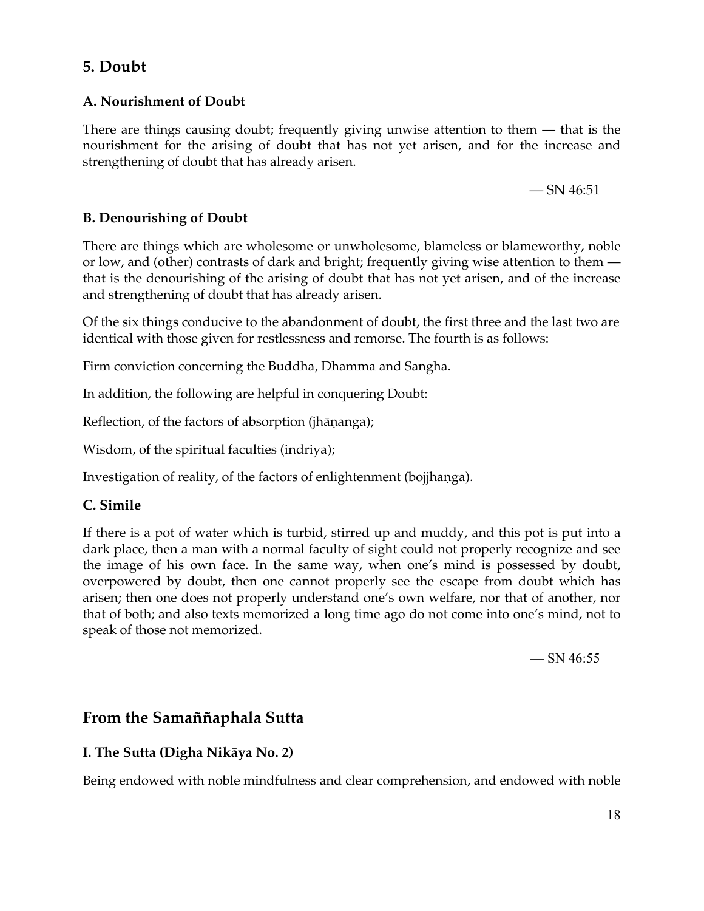## 5. Doubt

### A. Nourishment of Doubt

There are things causing doubt; frequently giving unwise attention to them — that is the nourishment for the arising of doubt that has not yet arisen, and for the increase and strengthening of doubt that has already arisen.

— SN 46:51

### B. Denourishing of Doubt

There are things which are wholesome or unwholesome, blameless or blameworthy, noble or low, and (other) contrasts of dark and bright; frequently giving wise attention to them — that is the denourishing of the arising of doubt that has not yet arisen, and of the increase and strengthening of doubt that has already arisen.

Of the six things conducive to the abandonment of doubt, the first three and the last two are identical with those given for restlessness and remorse. The fourth is as follows:

Firm conviction concerning the Buddha, Dhamma and Sangha.

In addition, the following are helpful in conquering Doubt:

Reflection, of the factors of absorption (jhāṇanga);

Wisdom, of the spiritual faculties (indriya);

Investigation of reality, of the factors of enlightenment (bojjhaṇga).

### C. Simile

If there is a pot of water which is turbid, stirred up and muddy, and this pot is put into a dark place, then a man with a normal faculty of sight could not properly recognize and see the image of his own face. In the same way, when one's mind is possessed by doubt, overpowered by doubt, then one cannot properly see the escape from doubt which has arisen; then one does not properly understand one's own welfare, nor that of another, nor that of both; and also texts memorized a long time ago do not come into one's mind, not to speak of those not memorized.

— SN 46:55

## From the Samaññaphala Sutta

### I. The Sutta (Digha Nikāya No. 2)

Being endowed with noble mindfulness and clear comprehension, and endowed with noble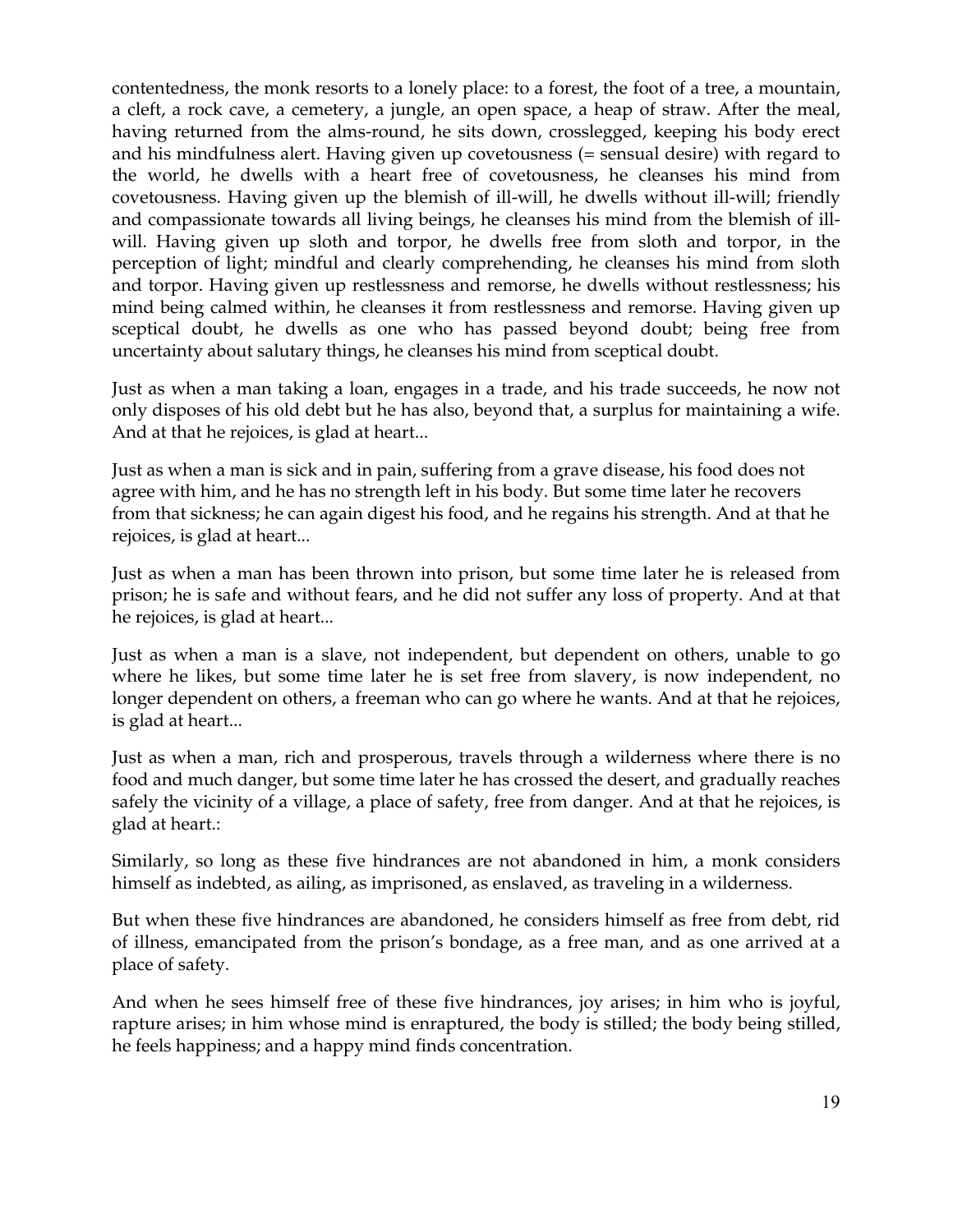contentedness, the monk resorts to a lonely place: to a forest, the foot of a tree, a mountain, a cleft, a rock cave, a cemetery, a jungle, an open space, a heap of straw. After the meal, having returned from the alms-round, he sits down, crosslegged, keeping his body erect and his mindfulness alert. Having given up covetousness (= sensual desire) with regard to the world, he dwells with a heart free of covetousness, he cleanses his mind from covetousness. Having given up the blemish of ill-will, he dwells without ill-will; friendly and compassionate towards all living beings, he cleanses his mind from the blemish of ill-will. Having given up sloth and torpor, he dwells free from sloth and torpor, in the perception of light; mindful and clearly comprehending, he cleanses his mind from sloth and torpor. Having given up restlessness and remorse, he dwells without restlessness; his mind being calmed within, he cleanses it from restlessness and remorse. Having given up sceptical doubt, he dwells as one who has passed beyond doubt; being free from uncertainty about salutary things, he cleanses his mind from sceptical doubt.

Just as when a man taking a loan, engages in a trade, and his trade succeeds, he now not only disposes of his old debt but he has also, beyond that, a surplus for maintaining a wife. And at that he rejoices, is glad at heart...

Just as when a man is sick and in pain, suffering from a grave disease, his food does not agree with him, and he has no strength left in his body. But some time later he recovers from that sickness; he can again digest his food, and he regains his strength. And at that he rejoices, is glad at heart...

Just as when a man has been thrown into prison, but some time later he is released from prison; he is safe and without fears, and he did not suffer any loss of property. And at that he rejoices, is glad at heart...

Just as when a man is a slave, not independent, but dependent on others, unable to go where he likes, but some time later he is set free from slavery, is now independent, no longer dependent on others, a freeman who can go where he wants. And at that he rejoices, is glad at heart...

Just as when a man, rich and prosperous, travels through a wilderness where there is no food and much danger, but some time later he has crossed the desert, and gradually reaches safely the vicinity of a village, a place of safety, free from danger. And at that he rejoices, is glad at heart.:

Similarly, so long as these five hindrances are not abandoned in him, a monk considers himself as indebted, as ailing, as imprisoned, as enslaved, as traveling in a wilderness.

But when these five hindrances are abandoned, he considers himself as free from debt, rid of illness, emancipated from the prison's bondage, as a free man, and as one arrived at a place of safety.

And when he sees himself free of these five hindrances, joy arises; in him who is joyful, rapture arises; in him whose mind is enraptured, the body is stilled; the body being stilled, he feels happiness; and a happy mind finds concentration.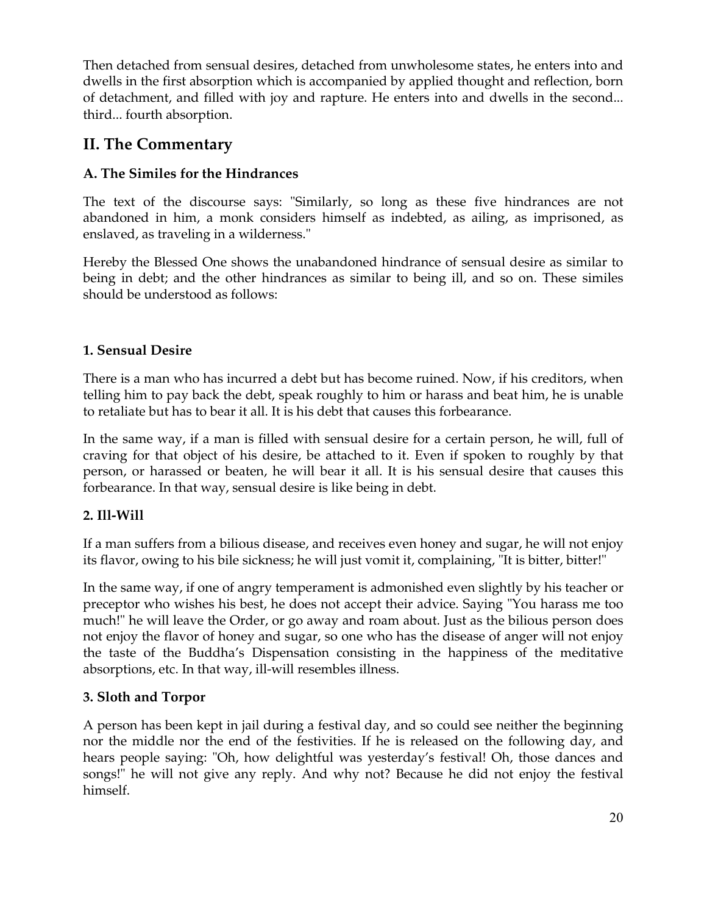Then detached from sensual desires, detached from unwholesome states, he enters into and dwells in the first absorption which is accompanied by applied thought and reflection, born of detachment, and filled with joy and rapture. He enters into and dwells in the second... third... fourth absorption.

## II. The Commentary

### A. The Similes for the Hindrances

The text of the discourse says: "Similarly, so long as these five hindrances are not abandoned in him, a monk considers himself as indebted, as ailing, as imprisoned, as enslaved, as traveling in a wilderness."

Hereby the Blessed One shows the unabandoned hindrance of sensual desire as similar to being in debt; and the other hindrances as similar to being ill, and so on. These similes should be understood as follows:

#### 1. Sensual Desire

There is a man who has incurred a debt but has become ruined. Now, if his creditors, when telling him to pay back the debt, speak roughly to him or harass and beat him, he is unable to retaliate but has to bear it all. It is his debt that causes this forbearance.

In the same way, if a man is filled with sensual desire for a certain person, he will, full of craving for that object of his desire, be attached to it. Even if spoken to roughly by that person, or harassed or beaten, he will bear it all. It is his sensual desire that causes this forbearance. In that way, sensual desire is like being in debt.

#### 2. Ill-Will

If a man suffers from a bilious disease, and receives even honey and sugar, he will not enjoy its flavor, owing to his bile sickness; he will just vomit it, complaining, "It is bitter, bitter!"

In the same way, if one of angry temperament is admonished even slightly by his teacher or preceptor who wishes his best, he does not accept their advice. Saying "You harass me too much!" he will leave the Order, or go away and roam about. Just as the bilious person does not enjoy the flavor of honey and sugar, so one who has the disease of anger will not enjoy the taste of the Buddha's Dispensation consisting in the happiness of the meditative absorptions, etc. In that way, ill-will resembles illness.

#### 3. Sloth and Torpor

A person has been kept in jail during a festival day, and so could see neither the beginning nor the middle nor the end of the festivities. If he is released on the following day, and hears people saying: "Oh, how delightful was yesterday's festival! Oh, those dances and songs!" he will not give any reply. And why not? Because he did not enjoy the festival himself.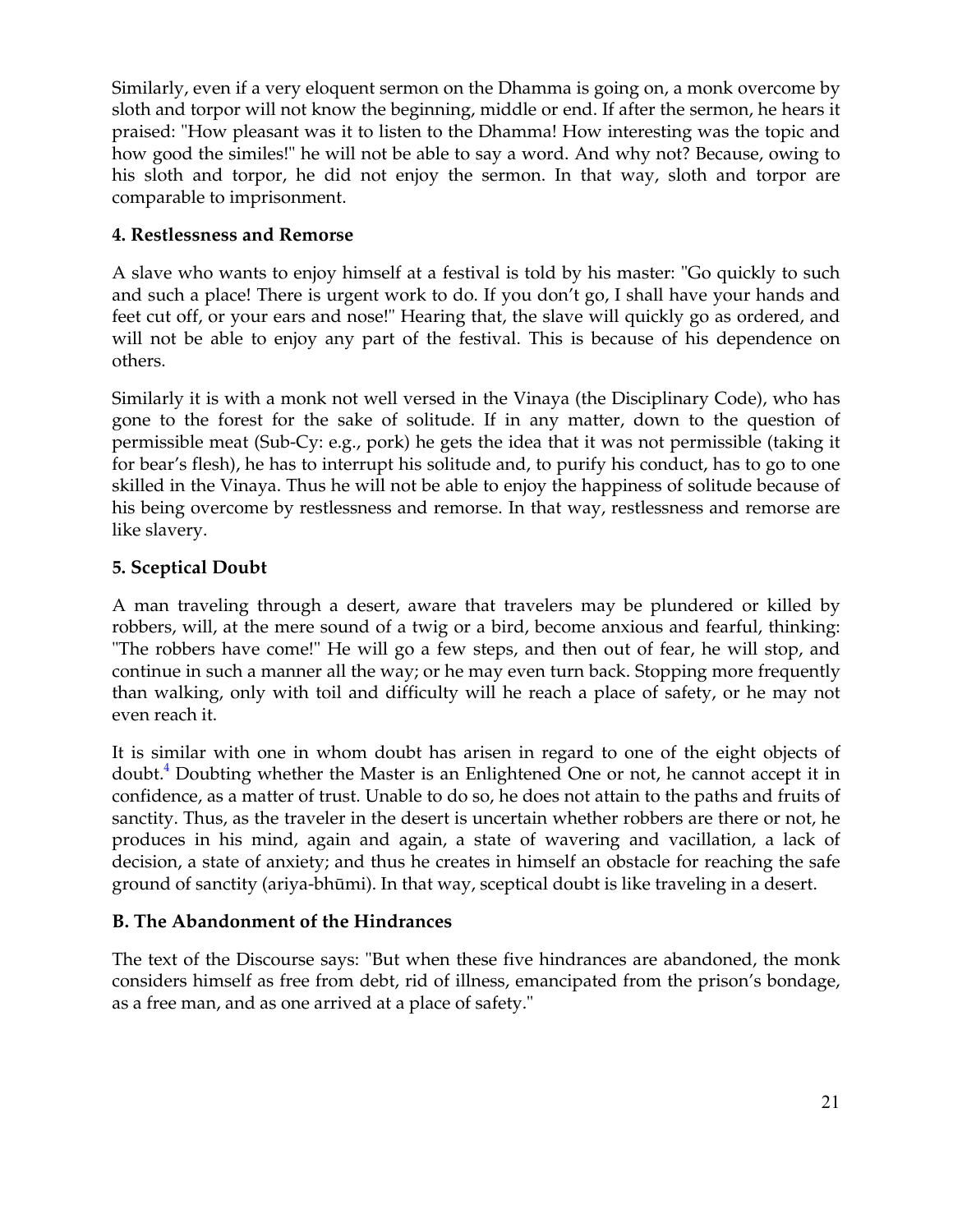Similarly, even if a very eloquent sermon on the Dhamma is going on, a monk overcome by sloth and torpor will not know the beginning, middle or end. If after the sermon, he hears it praised: "How pleasant was it to listen to the Dhamma! How interesting was the topic and how good the similes!" he will not be able to say a word. And why not? Because, owing to his sloth and torpor, he did not enjoy the sermon. In that way, sloth and torpor are comparable to imprisonment.

### 4. Restlessness and Remorse

A slave who wants to enjoy himself at a festival is told by his master: "Go quickly to such and such a place! There is urgent work to do. If you don't go, I shall have your hands and feet cut off, or your ears and nose!" Hearing that, the slave will quickly go as ordered, and will not be able to enjoy any part of the festival. This is because of his dependence on others.

Similarly it is with a monk not well versed in the Vinaya (the Disciplinary Code), who has gone to the forest for the sake of solitude. If in any matter, down to the question of permissible meat (Sub-Cy: e.g., pork) he gets the idea that it was not permissible (taking it for bear's flesh), he has to interrupt his solitude and, to purify his conduct, has to go to one skilled in the Vinaya. Thus he will not be able to enjoy the happiness of solitude because of his being overcome by restlessness and remorse. In that way, restlessness and remorse are like slavery.

### 5. Sceptical Doubt

A man traveling through a desert, aware that travelers may be plundered or killed by robbers, will, at the mere sound of a twig or a bird, become anxious and fearful, thinking: "The robbers have come!" He will go a few steps, and then out of fear, he will stop, and continue in such a manner all the way; or he may even turn back. Stopping more frequently than walking, only with toil and difficulty will he reach a place of safety, or he may not even reach it.

It is similar with one in whom doubt has arisen in regard to one of the eight objects of doubt.[4] Doubting whether the Master is an Enlightened One or not, he cannot accept it in confidence, as a matter of trust. Unable to do so, he does not attain to the paths and fruits of sanctity. Thus, as the traveler in the desert is uncertain whether robbers are there or not, he produces in his mind, again and again, a state of wavering and vacillation, a lack of decision, a state of anxiety; and thus he creates in himself an obstacle for reaching the safe ground of sanctity (ariya-bhūmi). In that way, sceptical doubt is like traveling in a desert.

## B. The Abandonment of the Hindrances

The text of the Discourse says: "But when these five hindrances are abandoned, the monk considers himself as free from debt, rid of illness, emancipated from the prison's bondage, as a free man, and as one arrived at a place of safety."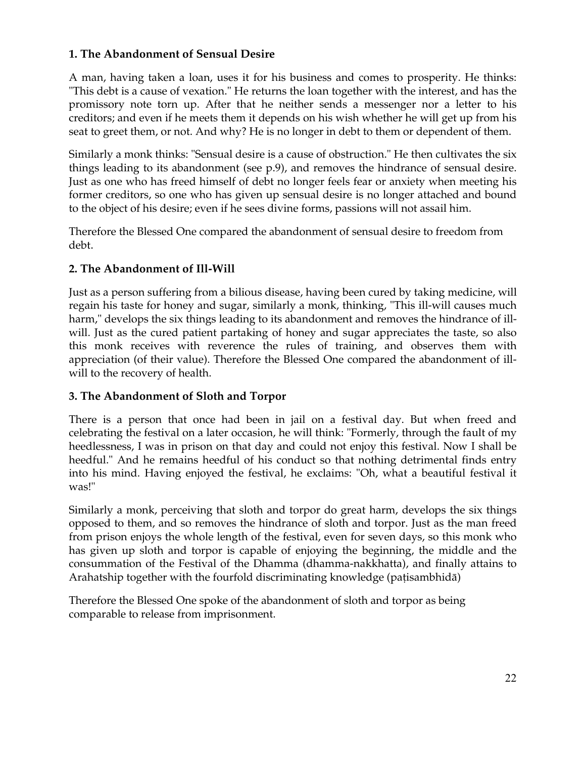### 1. The Abandonment of Sensual Desire

A man, having taken a loan, uses it for his business and comes to prosperity. He thinks: "This debt is a cause of vexation." He returns the loan together with the interest, and has the promissory note torn up. After that he neither sends a messenger nor a letter to his creditors; and even if he meets them it depends on his wish whether he will get up from his seat to greet them, or not. And why? He is no longer in debt to them or dependent of them.

Similarly a monk thinks: "Sensual desire is a cause of obstruction." He then cultivates the six things leading to its abandonment (see p.9), and removes the hindrance of sensual desire. Just as one who has freed himself of debt no longer feels fear or anxiety when meeting his former creditors, so one who has given up sensual desire is no longer attached and bound to the object of his desire; even if he sees divine forms, passions will not assail him.

Therefore the Blessed One compared the abandonment of sensual desire to freedom from debt.

### 2. The Abandonment of Ill-Will

Just as a person suffering from a bilious disease, having been cured by taking medicine, will regain his taste for honey and sugar, similarly a monk, thinking, "This ill-will causes much harm," develops the six things leading to its abandonment and removes the hindrance of ill-will. Just as the cured patient partaking of honey and sugar appreciates the taste, so also this monk receives with reverence the rules of training, and observes them with appreciation (of their value). Therefore the Blessed One compared the abandonment of ill-will to the recovery of health.

### 3. The Abandonment of Sloth and Torpor

There is a person that once had been in jail on a festival day. But when freed and celebrating the festival on a later occasion, he will think: "Formerly, through the fault of my heedlessness, I was in prison on that day and could not enjoy this festival. Now I shall be heedful." And he remains heedful of his conduct so that nothing detrimental finds entry into his mind. Having enjoyed the festival, he exclaims: "Oh, what a beautiful festival it was!"

Similarly a monk, perceiving that sloth and torpor do great harm, develops the six things opposed to them, and so removes the hindrance of sloth and torpor. Just as the man freed from prison enjoys the whole length of the festival, even for seven days, so this monk who has given up sloth and torpor is capable of enjoying the beginning, the middle and the consummation of the Festival of the Dhamma (dhamma-nakkhatta), and finally attains to Arahatship together with the fourfold discriminating knowledge (paṭisambhidā)

Therefore the Blessed One spoke of the abandonment of sloth and torpor as being comparable to release from imprisonment.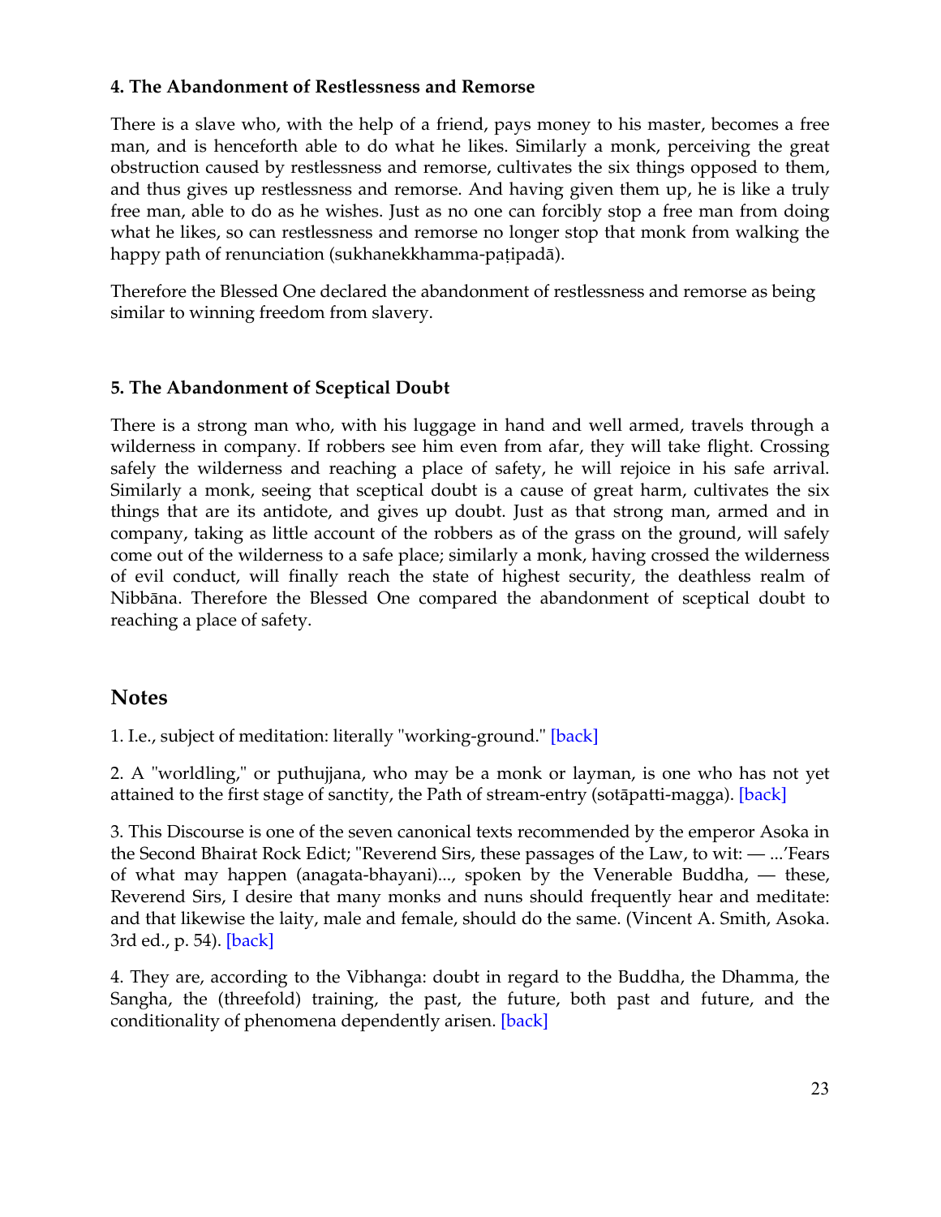#### 4. The Abandonment of Restlessness and Remorse

There is a slave who, with the help of a friend, pays money to his master, becomes a free man, and is henceforth able to do what he likes. Similarly a monk, perceiving the great obstruction caused by restlessness and remorse, cultivates the six things opposed to them, and thus gives up restlessness and remorse. And having given them up, he is like a truly free man, able to do as he wishes. Just as no one can forcibly stop a free man from doing what he likes, so can restlessness and remorse no longer stop that monk from walking the happy path of renunciation (sukhanekkhamma-paṭipadā).

Therefore the Blessed One declared the abandonment of restlessness and remorse as being similar to winning freedom from slavery.

#### 5. The Abandonment of Sceptical Doubt

There is a strong man who, with his luggage in hand and well armed, travels through a wilderness in company. If robbers see him even from afar, they will take flight. Crossing safely the wilderness and reaching a place of safety, he will rejoice in his safe arrival. Similarly a monk, seeing that sceptical doubt is a cause of great harm, cultivates the six things that are its antidote, and gives up doubt. Just as that strong man, armed and in company, taking as little account of the robbers as of the grass on the ground, will safely come out of the wilderness to a safe place; similarly a monk, having crossed the wilderness of evil conduct, will finally reach the state of highest security, the deathless realm of Nibbāna. Therefore the Blessed One compared the abandonment of sceptical doubt to reaching a place of safety.

## Notes

1. I.e., subject of meditation: literally "working-ground." [back]

2. A "worldling," or puthujjana, who may be a monk or layman, is one who has not yet attained to the first stage of sanctity, the Path of stream-entry (sotāpatti-magga). [back]

3. This Discourse is one of the seven canonical texts recommended by the emperor Asoka in the Second Bhairat Rock Edict; "Reverend Sirs, these passages of the Law, to wit: — ...'Fears of what may happen (anagata-bhayani)..., spoken by the Venerable Buddha, — these, Reverend Sirs, I desire that many monks and nuns should frequently hear and meditate: and that likewise the laity, male and female, should do the same. (Vincent A. Smith, Asoka. 3rd ed., p. 54). [back]

4. They are, according to the Vibhanga: doubt in regard to the Buddha, the Dhamma, the Sangha, the (threefold) training, the past, the future, both past and future, and the conditionality of phenomena dependently arisen. [back]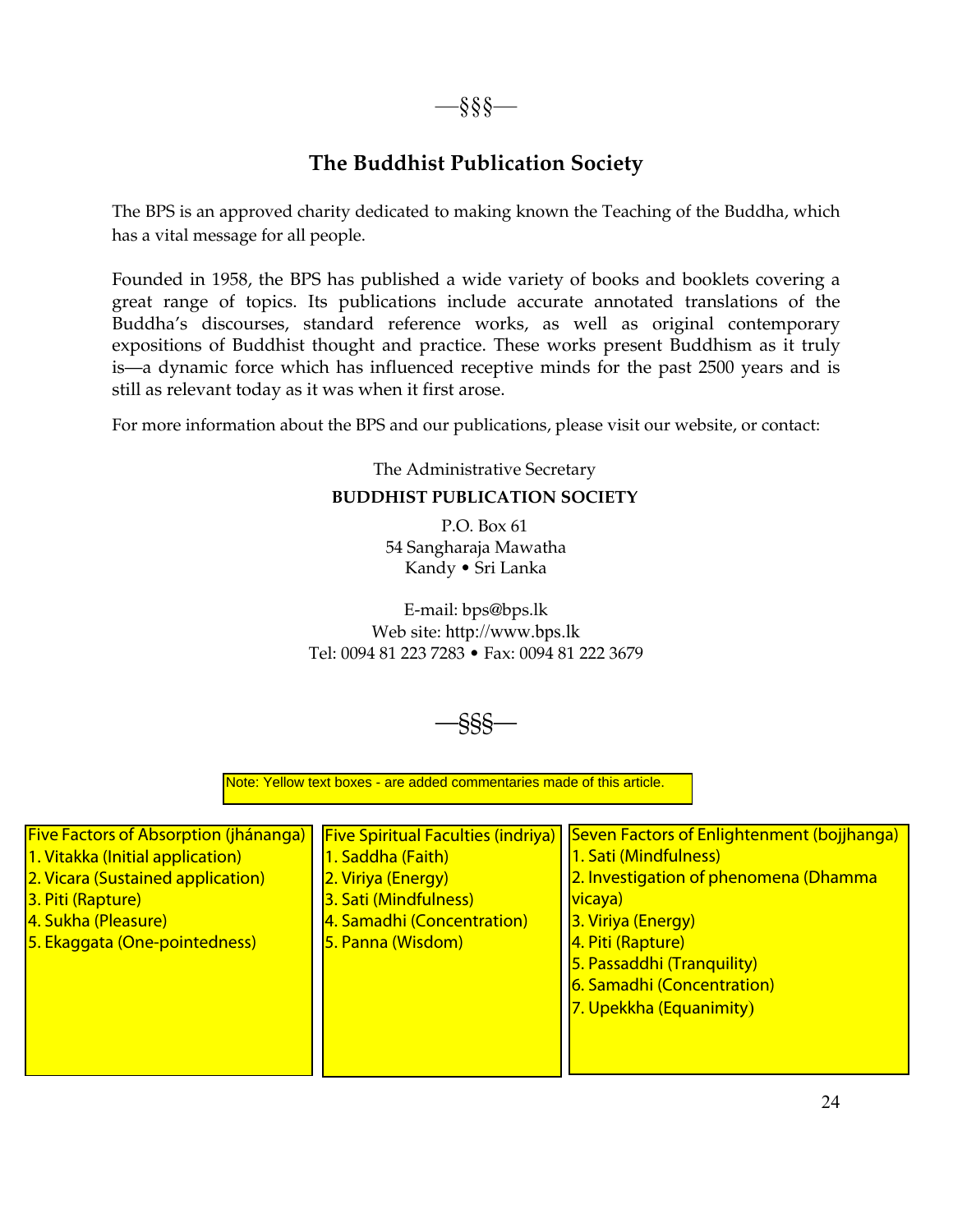—§§§—

## The Buddhist Publication Society

The BPS is an approved charity dedicated to making known the Teaching of the Buddha, which has a vital message for all people.

Founded in 1958, the BPS has published a wide variety of books and booklets covering a great range of topics. Its publications include accurate annotated translations of the Buddha's discourses, standard reference works, as well as original contemporary expositions of Buddhist thought and practice. These works present Buddhism as it truly is—a dynamic force which has influenced receptive minds for the past 2500 years and is still as relevant today as it was when it first arose.

For more information about the BPS and our publications, please visit our website, or contact:

The Administrative Secretary
**BUDDHIST PUBLICATION SOCIETY**
P.O. Box 61
54 Sangharaja Mawatha
Kandy • Sri Lanka

E-mail: bps@bps.lk
Web site: http://www.bps.lk
Tel: 0094 81 223 7283 • Fax: 0094 81 222 3679

—§§§—

Note: Yellow text boxes - are added commentaries made of this article.

Five Factors of Absorption (jhánanga)
1. Vitakka (Initial application)
2. Vicara (Sustained application)
3. Piti (Rapture)
4. Sukha (Pleasure)
5. Ekaggata (One-pointedness)

Five Spiritual Faculties (indriya)
1. Saddha (Faith)
2. Viriya (Energy)
3. Sati (Mindfulness)
4. Samadhi (Concentration)
5. Panna (Wisdom)

Seven Factors of Enlightenment (bojjhanga)
1. Sati (Mindfulness)
2. Investigation of phenomena (Dhamma vicaya)
3. Viriya (Energy)
4. Piti (Rapture)
5. Passaddhi (Tranquility)
6. Samadhi (Concentration)
7. Upekkha (Equanimity)